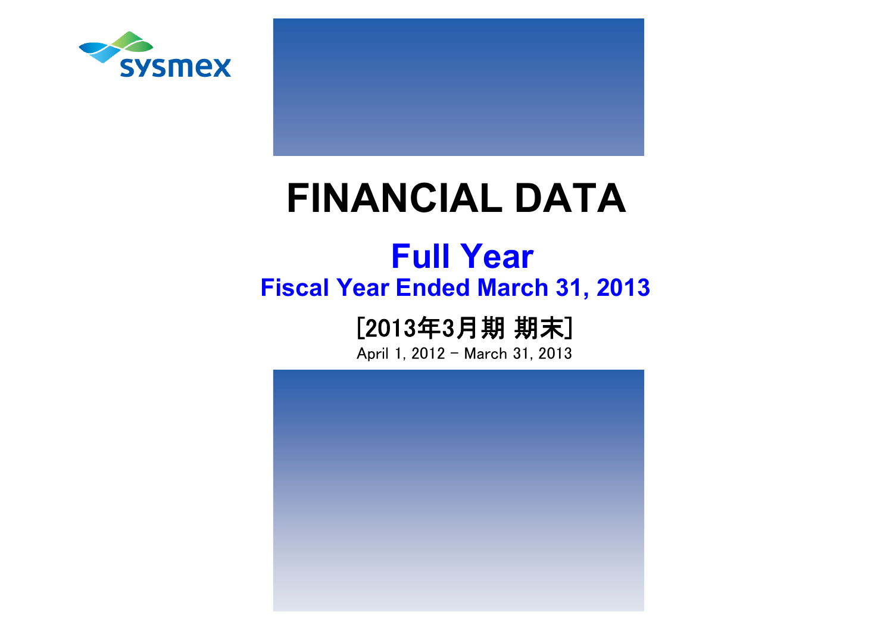sysmex

# FINANCIAL DATA

## Full Year

### Fiscal Year Ended March 31, 2013

[2013年3月期 期末]

April 1, 2012 - March 31, 2013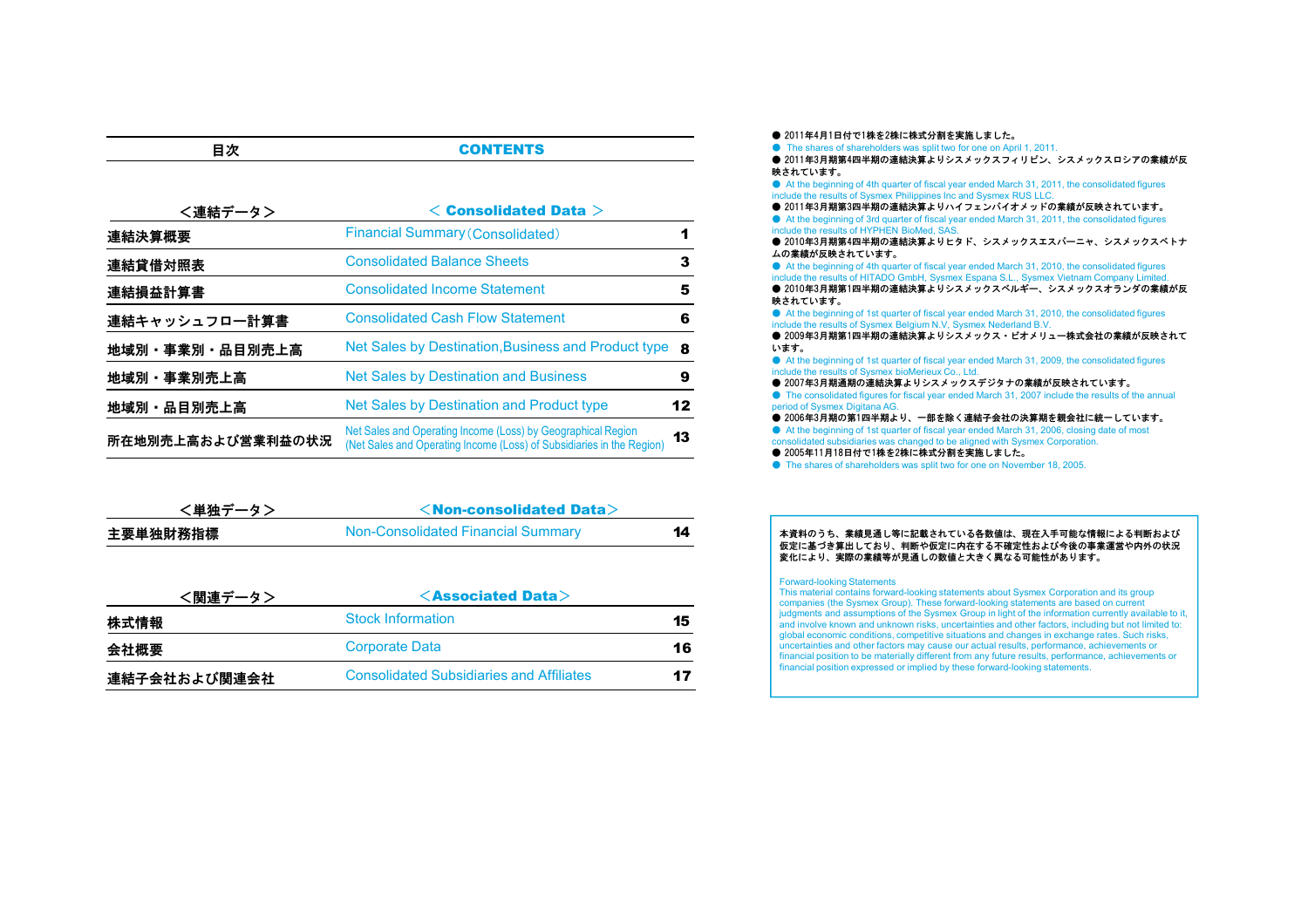| 目次 | CONTENTS | |
|---|---|---|
| <連結データ> | < Consolidated Data > | |
| 連結決算概要 | Financial Summary（Consolidated） | 1 |
| 連結貸借対照表 | Consolidated Balance Sheets | 3 |
| 連結損益計算書 | Consolidated Income Statement | 5 |
| 連結キャッシュフロー計算書 | Consolidated Cash Flow Statement | 6 |
| 地域別・事業別・品目別売上高 | Net Sales by Destination,Business and Product type | 8 |
| 地域別・事業別売上高 | Net Sales by Destination and Business | 9 |
| 地域別・品目別売上高 | Net Sales by Destination and Product type | 12 |
| 所在地別売上高および営業利益の状況 | Net Sales and Operating Income (Loss) by Geographical Region (Net Sales and Operating Income (Loss) of Subsidiaries in the Region) | 13 |

| <単独データ> | <Non-consolidated Data> | |
|---|---|---|
| 主要単独財務指標 | Non-Consolidated Financial Summary | 14 |

| <関連データ> | <Associated Data> | |
|---|---|---|
| 株式情報 | Stock Information | 15 |
| 会社概要 | Corporate Data | 16 |
| 連結子会社および関連会社 | Consolidated Subsidiaries and Affiliates | 17 |

- 2011年4月1日付で1株を2株に株式分割を実施しました。
- The shares of shareholders was split two for one on April 1, 2011.
- 2011年3月期第4四半期の連結決算よりシスメックスフィリピン、シスメックスロシアの業績が反映されています。
- At the beginning of 4th quarter of fiscal year ended March 31, 2011, the consolidated figures include the results of Sysmex Philippines Inc and Sysmex RUS LLC.
- 2011年3月期第3四半期の連結決算よりハイフェンバイオメッドの業績が反映されています。
- At the beginning of 3rd quarter of fiscal year ended March 31, 2011, the consolidated figures include the results of HYPHEN BioMed, SAS.
- 2010年3月期第4四半期の連結決算よりヒタド、シスメックスエスパーニャ、シスメックスベトナムの業績が反映されています。
- At the beginning of 4th quarter of fiscal year ended March 31, 2010, the consolidated figures include the results of HITADO GmbH, Sysmex Espana S.L., Sysmex Vietnam Company Limited.
- 2010年3月期第1四半期の連結決算よりシスメックスベルギー、シスメックスオランダの業績が反映されています。
- At the beginning of 1st quarter of fiscal year ended March 31, 2010, the consolidated figures include the results of Sysmex Belgium N.V, Sysmex Nederland B.V.
- 2009年3月期第1四半期の連結決算よりシスメックス・ビオメリュー株式会社の業績が反映されています。
- At the beginning of 1st quarter of fiscal year ended March 31, 2009, the consolidated figures include the results of Sysmex bioMerieux Co., Ltd.
- 2007年3月期通期の連結決算よりシスメックスデジタナの業績が反映されています。
- The consolidated figures for fiscal year ended March 31, 2007 include the results of the annual period of Sysmex Digitana AG.
- 2006年3月期の第1四半期より、一部を除く連結子会社の決算期を親会社に統一しています。
- At the beginning of 1st quarter of fiscal year ended March 31, 2006, closing date of most consolidated subsidiaries was changed to be aligned with Sysmex Corporation.
- 2005年11月18日付で1株を2株に株式分割を実施しました。
- The shares of shareholders was split two for one on November 18, 2005.

本資料のうち、業績見通し等に記載されている各数値は、現在入手可能な情報による判断および仮定に基づき算出しており、判断や仮定に内在する不確定性および今後の事業運営や内外の状況変化により、実際の業績等が見通しの数値と大きく異なる可能性があります。

Forward-looking Statements
This material contains forward-looking statements about Sysmex Corporation and its group companies (the Sysmex Group). These forward-looking statements are based on current judgments and assumptions of the Sysmex Group in light of the information currently available to it, and involve known and unknown risks, uncertainties and other factors, including but not limited to: global economic conditions, competitive situations and changes in exchange rates. Such risks, uncertainties and other factors may cause our actual results, performance, achievements or financial position to be materially different from any future results, performance, achievements or financial position expressed or implied by these forward-looking statements.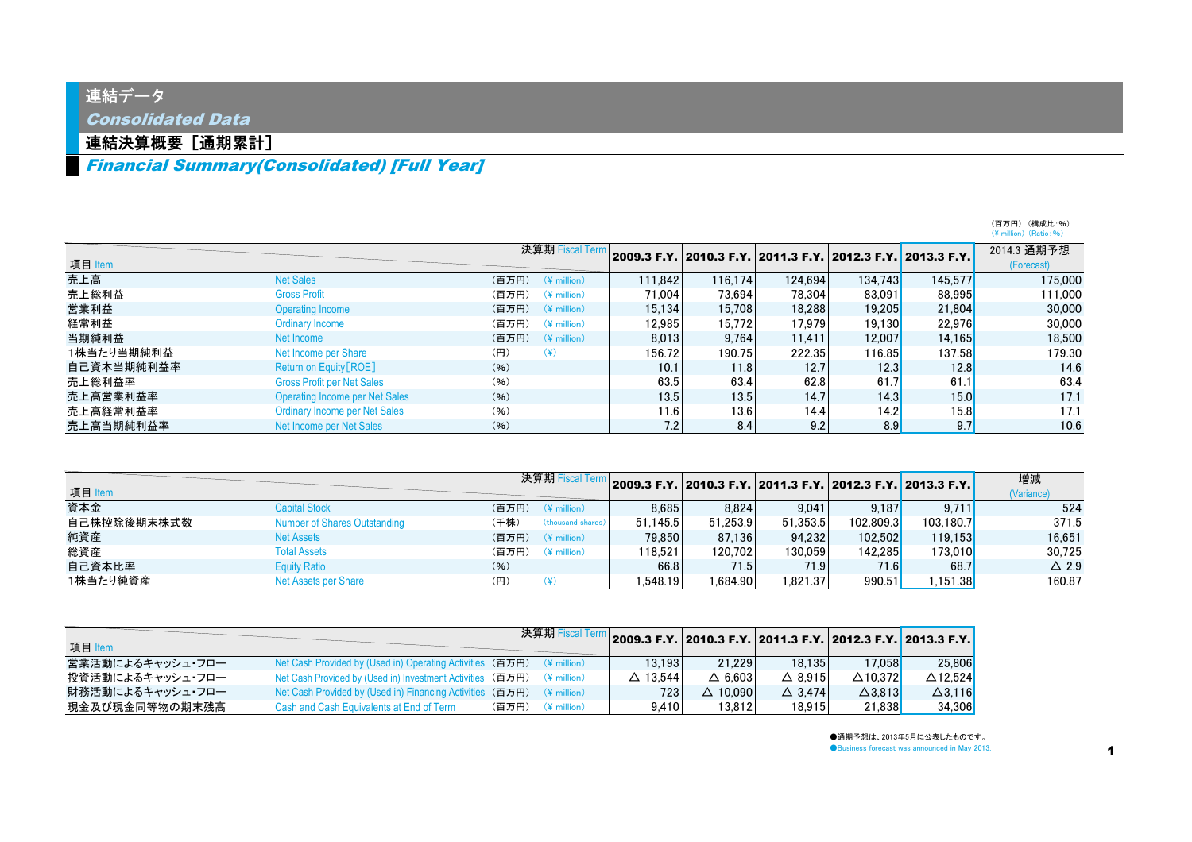# 連結データ

## *Consolidated Data*

### 連結決算概要［通期累計］

### *Financial Summary(Consolidated) [Full Year]*

（百万円）（構成比：%）
(¥ million) (Ratio: %)

| 項目 Item | | 決算期 Fiscal Term | | 2009.3 F.Y. | 2010.3 F.Y. | 2011.3 F.Y. | 2012.3 F.Y. | 2013.3 F.Y. | 2014.3 通期予想 (Forecast) |
|---|---|---|---|---|---|---|---|---|---|
| 売上高 | Net Sales | (百万円) | (¥ million) | 111,842 | 116,174 | 124,694 | 134,743 | 145,577 | 175,000 |
| 売上総利益 | Gross Profit | (百万円) | (¥ million) | 71,004 | 73,694 | 78,304 | 83,091 | 88,995 | 111,000 |
| 営業利益 | Operating Income | (百万円) | (¥ million) | 15,134 | 15,708 | 18,288 | 19,205 | 21,804 | 30,000 |
| 経常利益 | Ordinary Income | (百万円) | (¥ million) | 12,985 | 15,772 | 17,979 | 19,130 | 22,976 | 30,000 |
| 当期純利益 | Net Income | (百万円) | (¥ million) | 8,013 | 9,764 | 11,411 | 12,007 | 14,165 | 18,500 |
| 1株当たり当期純利益 | Net Income per Share | (円) | (¥) | 156.72 | 190.75 | 222.35 | 116.85 | 137.58 | 179.30 |
| 自己資本当期純利益率 | Return on Equity[ROE] | (%) | | 10.1 | 11.8 | 12.7 | 12.3 | 12.8 | 14.6 |
| 売上総利益率 | Gross Profit per Net Sales | (%) | | 63.5 | 63.4 | 62.8 | 61.7 | 61.1 | 63.4 |
| 売上高営業利益率 | Operating Income per Net Sales | (%) | | 13.5 | 13.5 | 14.7 | 14.3 | 15.0 | 17.1 |
| 売上高経常利益率 | Ordinary Income per Net Sales | (%) | | 11.6 | 13.6 | 14.4 | 14.2 | 15.8 | 17.1 |
| 売上高当期純利益率 | Net Income per Net Sales | (%) | | 7.2 | 8.4 | 9.2 | 8.9 | 9.7 | 10.6 |

| 項目 Item | | 決算期 Fiscal Term | | 2009.3 F.Y. | 2010.3 F.Y. | 2011.3 F.Y. | 2012.3 F.Y. | 2013.3 F.Y. | 増減 (Variance) |
|---|---|---|---|---|---|---|---|---|---|
| 資本金 | Capital Stock | (百万円) | (¥ million) | 8,685 | 8,824 | 9,041 | 9,187 | 9,711 | 524 |
| 自己株控除後期末株式数 | Number of Shares Outstanding | (千株) | (thousand shares) | 51,145.5 | 51,253.9 | 51,353.5 | 102,809.3 | 103,180.7 | 371.5 |
| 純資産 | Net Assets | (百万円) | (¥ million) | 79,850 | 87,136 | 94,232 | 102,502 | 119,153 | 16,651 |
| 総資産 | Total Assets | (百万円) | (¥ million) | 118,521 | 120,702 | 130,059 | 142,285 | 173,010 | 30,725 |
| 自己資本比率 | Equity Ratio | (%) | | 66.8 | 71.5 | 71.9 | 71.6 | 68.7 | △ 2.9 |
| 1株当たり純資産 | Net Assets per Share | (円) | (¥) | 1,548.19 | 1,684.90 | 1,821.37 | 990.51 | 1,151.38 | 160.87 |

| 項目 Item | | 決算期 Fiscal Term | | 2009.3 F.Y. | 2010.3 F.Y. | 2011.3 F.Y. | 2012.3 F.Y. | 2013.3 F.Y. |
|---|---|---|---|---|---|---|---|---|
| 営業活動によるキャッシュ・フロー | Net Cash Provided by (Used in) Operating Activities | (百万円) | (¥ million) | 13,193 | 21,229 | 18,135 | 17,058 | 25,806 |
| 投資活動によるキャッシュ・フロー | Net Cash Provided by (Used in) Investment Activities | (百万円) | (¥ million) | △ 13,544 | △ 6,603 | △ 8,915 | △10,372 | △12,524 |
| 財務活動によるキャッシュ・フロー | Net Cash Provided by (Used in) Financing Activities | (百万円) | (¥ million) | 723 | △ 10,090 | △ 3,474 | △3,813 | △3,116 |
| 現金及び現金同等物の期末残高 | Cash and Cash Equivalents at End of Term | (百万円) | (¥ million) | 9,410 | 13,812 | 18,915 | 21,838 | 34,306 |

●通期予想は、2013年5月に公表したものです。
●Business forecast was announced in May 2013.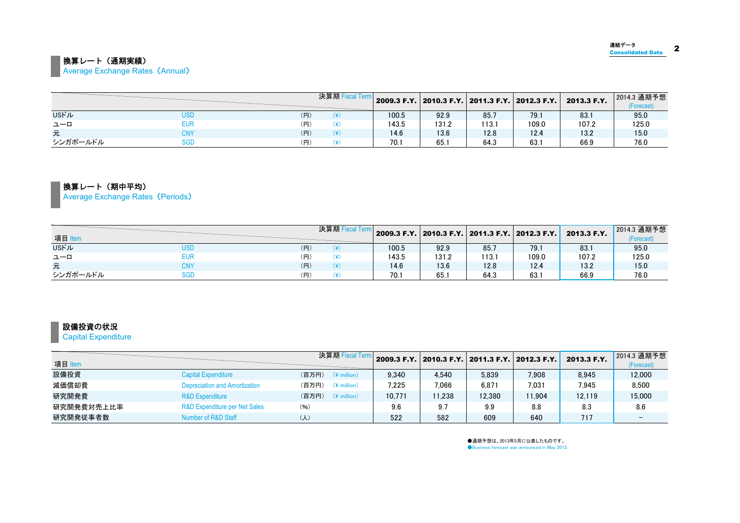## 換算レート（通期実績）
Average Exchange Rates（Annual）

| | | | 決算期 Fiscal Term | 2009.3 F.Y. | 2010.3 F.Y. | 2011.3 F.Y. | 2012.3 F.Y. | 2013.3 F.Y. | 2014.3 通期予想 (Forecast) |
|---|---|---|---|---|---|---|---|---|---|
| USドル | USD | (円) | (¥) | 100.5 | 92.9 | 85.7 | 79.1 | 83.1 | 95.0 |
| ユーロ | EUR | (円) | (¥) | 143.5 | 131.2 | 113.1 | 109.0 | 107.2 | 125.0 |
| 元 | CNY | (円) | (¥) | 14.6 | 13.6 | 12.8 | 12.4 | 13.2 | 15.0 |
| シンガポールドル | SGD | (円) | (¥) | 70.1 | 65.1 | 64.3 | 63.1 | 66.9 | 76.0 |

## 換算レート（期中平均）
Average Exchange Rates（Periods）

| 項目 Item | | | 決算期 Fiscal Term | 2009.3 F.Y. | 2010.3 F.Y. | 2011.3 F.Y. | 2012.3 F.Y. | 2013.3 F.Y. | 2014.3 通期予想 (Forecast) |
|---|---|---|---|---|---|---|---|---|---|
| USドル | USD | (円) | (¥) | 100.5 | 92.9 | 85.7 | 79.1 | 83.1 | 95.0 |
| ユーロ | EUR | (円) | (¥) | 143.5 | 131.2 | 113.1 | 109.0 | 107.2 | 125.0 |
| 元 | CNY | (円) | (¥) | 14.6 | 13.6 | 12.8 | 12.4 | 13.2 | 15.0 |
| シンガポールドル | SGD | (円) | (¥) | 70.1 | 65.1 | 64.3 | 63.1 | 66.9 | 76.0 |

## 設備投資の状況
Capital Expenditure

| 項目 Item | | | 決算期 Fiscal Term | 2009.3 F.Y. | 2010.3 F.Y. | 2011.3 F.Y. | 2012.3 F.Y. | 2013.3 F.Y. | 2014.3 通期予想 (Forecast) |
|---|---|---|---|---|---|---|---|---|---|
| 設備投資 | Capital Expenditure | (百万円) | (¥ million) | 9,340 | 4,540 | 5,839 | 7,908 | 8,945 | 12,000 |
| 減価償却費 | Depreciation and Amortization | (百万円) | (¥ million) | 7,225 | 7,066 | 6,871 | 7,031 | 7,945 | 8,500 |
| 研究開発費 | R&D Expenditure | (百万円) | (¥ million) | 10,771 | 11,238 | 12,380 | 11,904 | 12,119 | 15,000 |
| 研究開発費対売上比率 | R&D Expenditure per Net Sales | (%) | | 9.6 | 9.7 | 9.9 | 8.8 | 8.3 | 8.6 |
| 研究開発従事者数 | Number of R&D Staff | (人) | | 522 | 582 | 609 | 640 | 717 | – |

●通期予想は、2013年5月に公表したものです。
●Business forecast was announced in May 2013.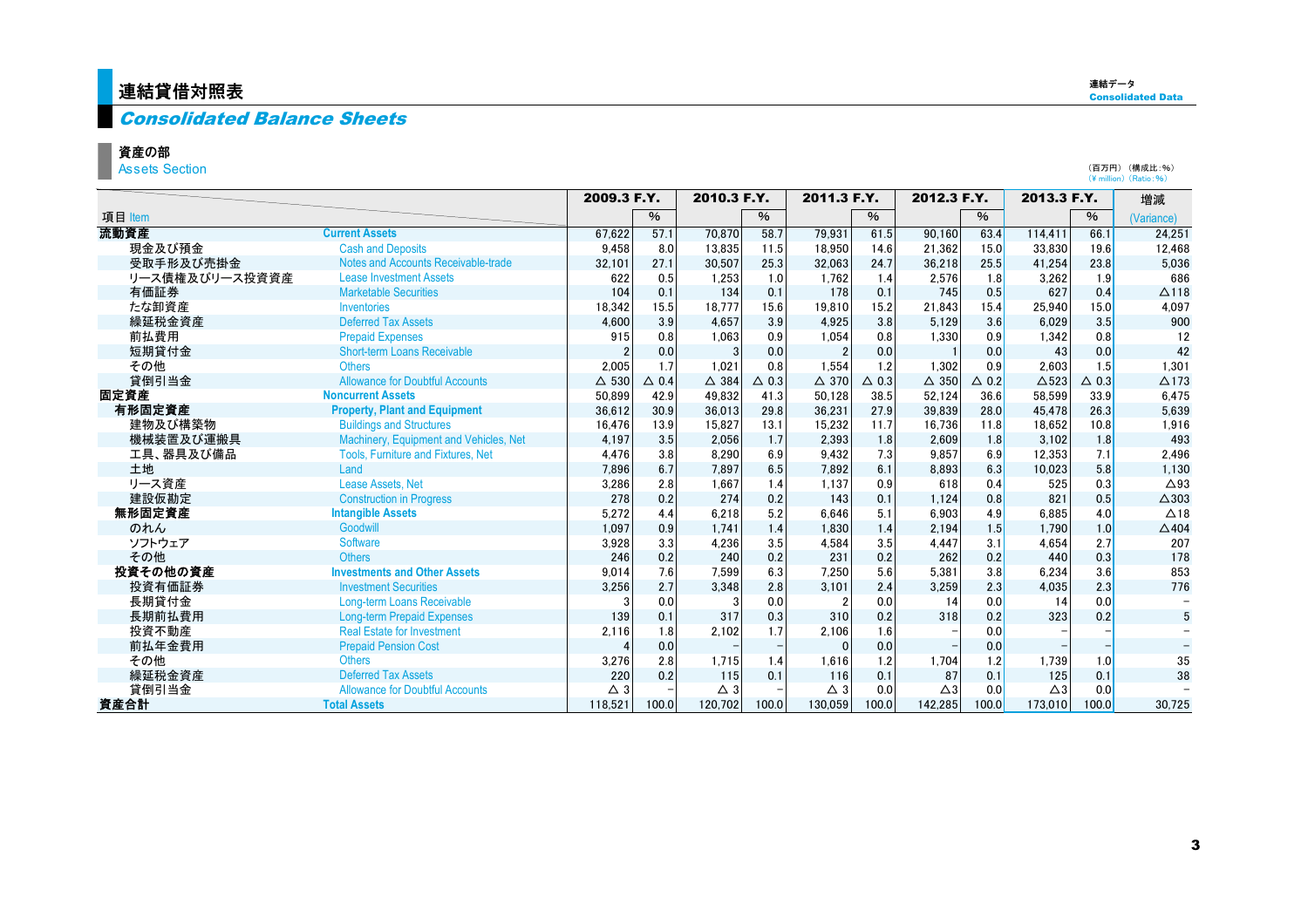# 連結貸借対照表

## *Consolidated Balance Sheets*

### 資産の部
Assets Section

（百万円）（構成比：%）
（¥ million）（Ratio：%）

| 項目 Item | | 2009.3 F.Y. | % | 2010.3 F.Y. | % | 2011.3 F.Y. | % | 2012.3 F.Y. | % | 2013.3 F.Y. | % | 増減 (Variance) |
|---|---|---|---|---|---|---|---|---|---|---|---|---|
| **流動資産** | **Current Assets** | 67,622 | 57.1 | 70,870 | 58.7 | 79,931 | 61.5 | 90,160 | 63.4 | 114,411 | 66.1 | 24,251 |
| 現金及び預金 | Cash and Deposits | 9,458 | 8.0 | 13,835 | 11.5 | 18,950 | 14.6 | 21,362 | 15.0 | 33,830 | 19.6 | 12,468 |
| 受取手形及び売掛金 | Notes and Accounts Receivable-trade | 32,101 | 27.1 | 30,507 | 25.3 | 32,063 | 24.7 | 36,218 | 25.5 | 41,254 | 23.8 | 5,036 |
| リース債権及びリース投資資産 | Lease Investment Assets | 622 | 0.5 | 1,253 | 1.0 | 1,762 | 1.4 | 2,576 | 1.8 | 3,262 | 1.9 | 686 |
| 有価証券 | Marketable Securities | 104 | 0.1 | 134 | 0.1 | 178 | 0.1 | 745 | 0.5 | 627 | 0.4 | △118 |
| たな卸資産 | Inventories | 18,342 | 15.5 | 18,777 | 15.6 | 19,810 | 15.2 | 21,843 | 15.4 | 25,940 | 15.0 | 4,097 |
| 繰延税金資産 | Deferred Tax Assets | 4,600 | 3.9 | 4,657 | 3.9 | 4,925 | 3.8 | 5,129 | 3.6 | 6,029 | 3.5 | 900 |
| 前払費用 | Prepaid Expenses | 915 | 0.8 | 1,063 | 0.9 | 1,054 | 0.8 | 1,330 | 0.9 | 1,342 | 0.8 | 12 |
| 短期貸付金 | Short-term Loans Receivable | 2 | 0.0 | 3 | 0.0 | 2 | 0.0 | 1 | 0.0 | 43 | 0.0 | 42 |
| その他 | Others | 2,005 | 1.7 | 1,021 | 0.8 | 1,554 | 1.2 | 1,302 | 0.9 | 2,603 | 1.5 | 1,301 |
| 貸倒引当金 | Allowance for Doubtful Accounts | △ 530 | △ 0.4 | △ 384 | △ 0.3 | △ 370 | △ 0.3 | △ 350 | △ 0.2 | △523 | △ 0.3 | △173 |
| **固定資産** | **Noncurrent Assets** | 50,899 | 42.9 | 49,832 | 41.3 | 50,128 | 38.5 | 52,124 | 36.6 | 58,599 | 33.9 | 6,475 |
| **有形固定資産** | **Property, Plant and Equipment** | 36,612 | 30.9 | 36,013 | 29.8 | 36,231 | 27.9 | 39,839 | 28.0 | 45,478 | 26.3 | 5,639 |
| 建物及び構築物 | Buildings and Structures | 16,476 | 13.9 | 15,827 | 13.1 | 15,232 | 11.7 | 16,736 | 11.8 | 18,652 | 10.8 | 1,916 |
| 機械装置及び運搬具 | Machinery, Equipment and Vehicles, Net | 4,197 | 3.5 | 2,056 | 1.7 | 2,393 | 1.8 | 2,609 | 1.8 | 3,102 | 1.8 | 493 |
| 工具、器具及び備品 | Tools, Furniture and Fixtures, Net | 4,476 | 3.8 | 8,290 | 6.9 | 9,432 | 7.3 | 9,857 | 6.9 | 12,353 | 7.1 | 2,496 |
| 土地 | Land | 7,896 | 6.7 | 7,897 | 6.5 | 7,892 | 6.1 | 8,893 | 6.3 | 10,023 | 5.8 | 1,130 |
| リース資産 | Lease Assets, Net | 3,286 | 2.8 | 1,667 | 1.4 | 1,137 | 0.9 | 618 | 0.4 | 525 | 0.3 | △93 |
| 建設仮勘定 | Construction in Progress | 278 | 0.2 | 274 | 0.2 | 143 | 0.1 | 1,124 | 0.8 | 821 | 0.5 | △303 |
| **無形固定資産** | **Intangible Assets** | 5,272 | 4.4 | 6,218 | 5.2 | 6,646 | 5.1 | 6,903 | 4.9 | 6,885 | 4.0 | △18 |
| のれん | Goodwill | 1,097 | 0.9 | 1,741 | 1.4 | 1,830 | 1.4 | 2,194 | 1.5 | 1,790 | 1.0 | △404 |
| ソフトウェア | Software | 3,928 | 3.3 | 4,236 | 3.5 | 4,584 | 3.5 | 4,447 | 3.1 | 4,654 | 2.7 | 207 |
| その他 | Others | 246 | 0.2 | 240 | 0.2 | 231 | 0.2 | 262 | 0.2 | 440 | 0.3 | 178 |
| **投資その他の資産** | **Investments and Other Assets** | 9,014 | 7.6 | 7,599 | 6.3 | 7,250 | 5.6 | 5,381 | 3.8 | 6,234 | 3.6 | 853 |
| 投資有価証券 | Investment Securities | 3,256 | 2.7 | 3,348 | 2.8 | 3,101 | 2.4 | 3,259 | 2.3 | 4,035 | 2.3 | 776 |
| 長期貸付金 | Long-term Loans Receivable | 3 | 0.0 | 3 | 0.0 | 2 | 0.0 | 14 | 0.0 | 14 | 0.0 | − |
| 長期前払費用 | Long-term Prepaid Expenses | 139 | 0.1 | 317 | 0.3 | 310 | 0.2 | 318 | 0.2 | 323 | 0.2 | 5 |
| 投資不動産 | Real Estate for Investment | 2,116 | 1.8 | 2,102 | 1.7 | 2,106 | 1.6 | − | 0.0 | − | − | − |
| 前払年金費用 | Prepaid Pension Cost | 4 | 0.0 | − | − | 0 | 0.0 | − | 0.0 | − | − | − |
| その他 | Others | 3,276 | 2.8 | 1,715 | 1.4 | 1,616 | 1.2 | 1,704 | 1.2 | 1,739 | 1.0 | 35 |
| 繰延税金資産 | Deferred Tax Assets | 220 | 0.2 | 115 | 0.1 | 116 | 0.1 | 87 | 0.1 | 125 | 0.1 | 38 |
| 貸倒引当金 | Allowance for Doubtful Accounts | △ 3 | − | △ 3 | − | △ 3 | 0.0 | △3 | 0.0 | △3 | 0.0 | − |
| **資産合計** | **Total Assets** | 118,521 | 100.0 | 120,702 | 100.0 | 130,059 | 100.0 | 142,285 | 100.0 | 173,010 | 100.0 | 30,725 |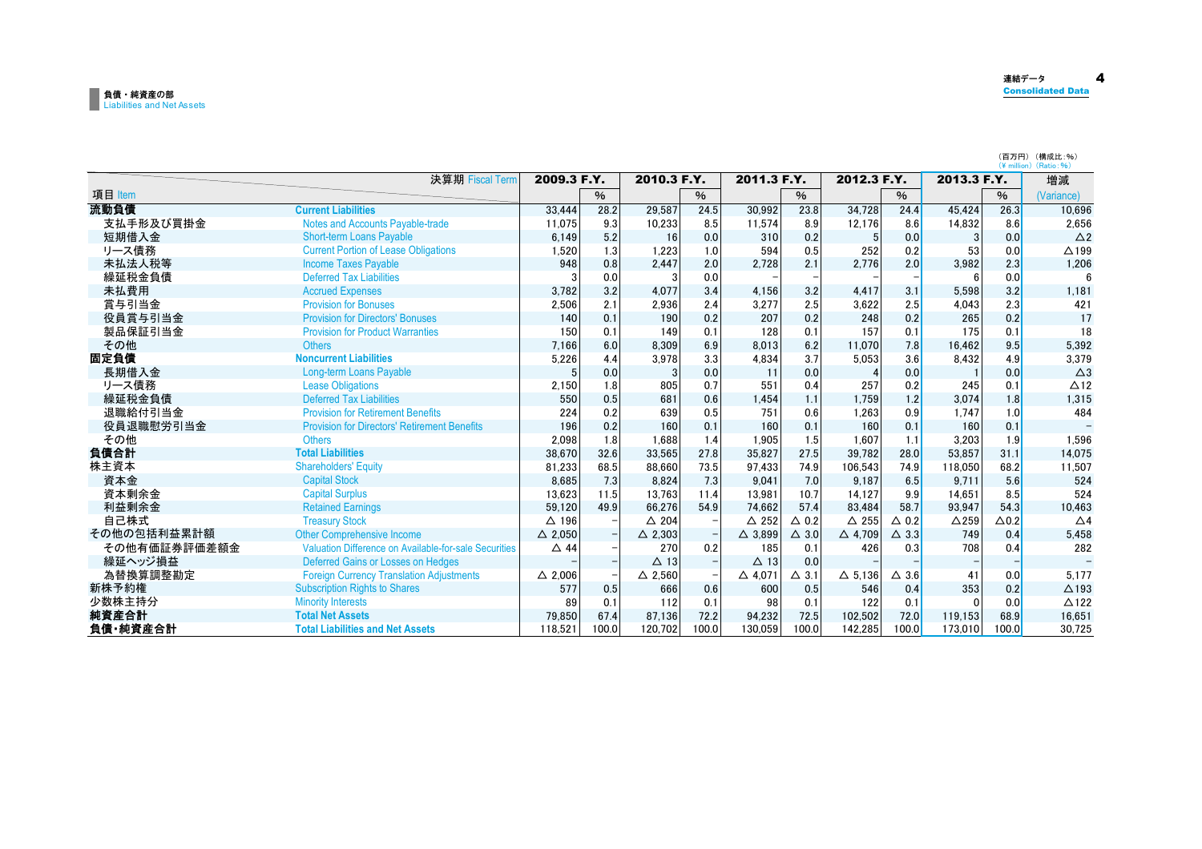## 負債・純資産の部
Liabilities and Net Assets

連結データ
Consolidated Data

（百万円）（構成比：%）
(¥ million) (Ratio: %)

| 項目 Item | 決算期 Fiscal Term | 2009.3 F.Y. | % | 2010.3 F.Y. | % | 2011.3 F.Y. | % | 2012.3 F.Y. | % | 2013.3 F.Y. | % | 増減 (Variance) |
|---|---|---|---|---|---|---|---|---|---|---|---|---|
| **流動負債** | **Current Liabilities** | 33,444 | 28.2 | 29,587 | 24.5 | 30,992 | 23.8 | 34,728 | 24.4 | 45,424 | 26.3 | 10,696 |
| 支払手形及び買掛金 | Notes and Accounts Payable-trade | 11,075 | 9.3 | 10,233 | 8.5 | 11,574 | 8.9 | 12,176 | 8.6 | 14,832 | 8.6 | 2,656 |
| 短期借入金 | Short-term Loans Payable | 6,149 | 5.2 | 16 | 0.0 | 310 | 0.2 | 5 | 0.0 | 3 | 0.0 | △2 |
| リース債務 | Current Portion of Lease Obligations | 1,520 | 1.3 | 1,223 | 1.0 | 594 | 0.5 | 252 | 0.2 | 53 | 0.0 | △199 |
| 未払法人税等 | Income Taxes Payable | 948 | 0.8 | 2,447 | 2.0 | 2,728 | 2.1 | 2,776 | 2.0 | 3,982 | 2.3 | 1,206 |
| 繰延税金負債 | Deferred Tax Liabilities | 3 | 0.0 | 3 | 0.0 | – | – | – | – | 6 | 0.0 | 6 |
| 未払費用 | Accrued Expenses | 3,782 | 3.2 | 4,077 | 3.4 | 4,156 | 3.2 | 4,417 | 3.1 | 5,598 | 3.2 | 1,181 |
| 賞与引当金 | Provision for Bonuses | 2,506 | 2.1 | 2,936 | 2.4 | 3,277 | 2.5 | 3,622 | 2.5 | 4,043 | 2.3 | 421 |
| 役員賞与引当金 | Provision for Directors' Bonuses | 140 | 0.1 | 190 | 0.2 | 207 | 0.2 | 248 | 0.2 | 265 | 0.2 | 17 |
| 製品保証引当金 | Provision for Product Warranties | 150 | 0.1 | 149 | 0.1 | 128 | 0.1 | 157 | 0.1 | 175 | 0.1 | 18 |
| その他 | Others | 7,166 | 6.0 | 8,309 | 6.9 | 8,013 | 6.2 | 11,070 | 7.8 | 16,462 | 9.5 | 5,392 |
| **固定負債** | **Noncurrent Liabilities** | 5,226 | 4.4 | 3,978 | 3.3 | 4,834 | 3.7 | 5,053 | 3.6 | 8,432 | 4.9 | 3,379 |
| 長期借入金 | Long-term Loans Payable | 5 | 0.0 | 3 | 0.0 | 11 | 0.0 | 4 | 0.0 | 1 | 0.0 | △3 |
| リース債務 | Lease Obligations | 2,150 | 1.8 | 805 | 0.7 | 551 | 0.4 | 257 | 0.2 | 245 | 0.1 | △12 |
| 繰延税金負債 | Deferred Tax Liabilities | 550 | 0.5 | 681 | 0.6 | 1,454 | 1.1 | 1,759 | 1.2 | 3,074 | 1.8 | 1,315 |
| 退職給付引当金 | Provision for Retirement Benefits | 224 | 0.2 | 639 | 0.5 | 751 | 0.6 | 1,263 | 0.9 | 1,747 | 1.0 | 484 |
| 役員退職慰労引当金 | Provision for Directors' Retirement Benefits | 196 | 0.2 | 160 | 0.1 | 160 | 0.1 | 160 | 0.1 | 160 | 0.1 | – |
| その他 | Others | 2,098 | 1.8 | 1,688 | 1.4 | 1,905 | 1.5 | 1,607 | 1.1 | 3,203 | 1.9 | 1,596 |
| **負債合計** | **Total Liabilities** | 38,670 | 32.6 | 33,565 | 27.8 | 35,827 | 27.5 | 39,782 | 28.0 | 53,857 | 31.1 | 14,075 |
| 株主資本 | Shareholders' Equity | 81,233 | 68.5 | 88,660 | 73.5 | 97,433 | 74.9 | 106,543 | 74.9 | 118,050 | 68.2 | 11,507 |
| 資本金 | Capital Stock | 8,685 | 7.3 | 8,824 | 7.3 | 9,041 | 7.0 | 9,187 | 6.5 | 9,711 | 5.6 | 524 |
| 資本剰余金 | Capital Surplus | 13,623 | 11.5 | 13,763 | 11.4 | 13,981 | 10.7 | 14,127 | 9.9 | 14,651 | 8.5 | 524 |
| 利益剰余金 | Retained Earnings | 59,120 | 49.9 | 66,276 | 54.9 | 74,662 | 57.4 | 83,484 | 58.7 | 93,947 | 54.3 | 10,463 |
| 自己株式 | Treasury Stock | △ 196 | – | △ 204 | – | △ 252 | △ 0.2 | △ 255 | △ 0.2 | △259 | △0.2 | △4 |
| その他の包括利益累計額 | Other Comprehensive Income | △ 2,050 | – | △ 2,303 | – | △ 3,899 | △ 3.0 | △ 4,709 | △ 3.3 | 749 | 0.4 | 5,458 |
| その他有価証券評価差額金 | Valuation Difference on Available-for-sale Securities | △ 44 | – | 270 | 0.2 | 185 | 0.1 | 426 | 0.3 | 708 | 0.4 | 282 |
| 繰延ヘッジ損益 | Deferred Gains or Losses on Hedges | – | – | △ 13 | – | △ 13 | 0.0 | – | – | – | – | – |
| 為替換算調整勘定 | Foreign Currency Translation Adjustments | △ 2,006 | – | △ 2,560 | – | △ 4,071 | △ 3.1 | △ 5,136 | △ 3.6 | 41 | 0.0 | 5,177 |
| 新株予約権 | Subscription Rights to Shares | 577 | 0.5 | 666 | 0.6 | 600 | 0.5 | 546 | 0.4 | 353 | 0.2 | △193 |
| 少数株主持分 | Minority Interests | 89 | 0.1 | 112 | 0.1 | 98 | 0.1 | 122 | 0.1 | 0 | 0.0 | △122 |
| **純資産合計** | **Total Net Assets** | 79,850 | 67.4 | 87,136 | 72.2 | 94,232 | 72.5 | 102,502 | 72.0 | 119,153 | 68.9 | 16,651 |
| **負債・純資産合計** | **Total Liabilities and Net Assets** | 118,521 | 100.0 | 120,702 | 100.0 | 130,059 | 100.0 | 142,285 | 100.0 | 173,010 | 100.0 | 30,725 |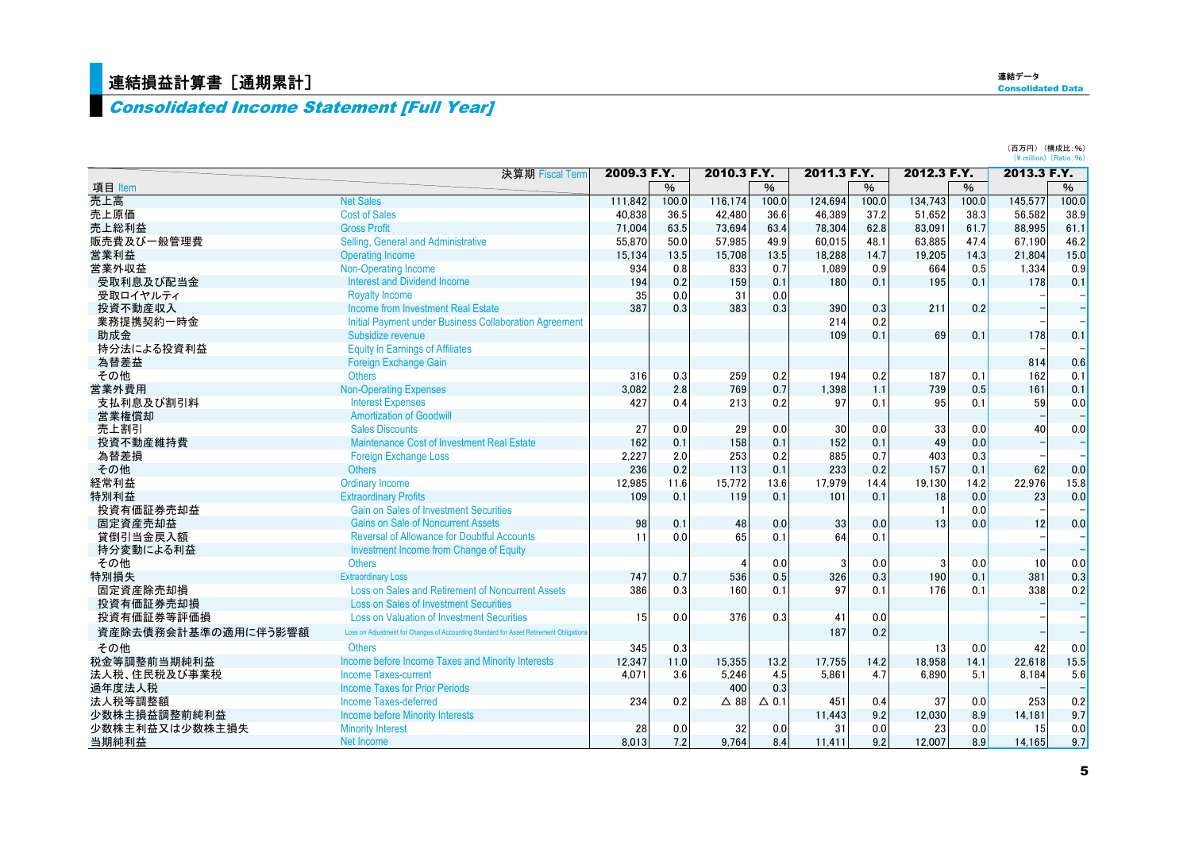# 連結損益計算書［通期累計］

## *Consolidated Income Statement [Full Year]*

（百万円）（構成比：%）
(¥ million) (Ratio: %)

| 項目 Item | | 2009.3 F.Y. | % | 2010.3 F.Y. | % | 2011.3 F.Y. | % | 2012.3 F.Y. | % | 2013.3 F.Y. | % |
|---|---|---|---|---|---|---|---|---|---|---|---|
| 売上高 | Net Sales | 111,842 | 100.0 | 116,174 | 100.0 | 124,694 | 100.0 | 134,743 | 100.0 | 145,577 | 100.0 |
| 売上原価 | Cost of Sales | 40,838 | 36.5 | 42,480 | 36.6 | 46,389 | 37.2 | 51,652 | 38.3 | 56,582 | 38.9 |
| 売上総利益 | Gross Profit | 71,004 | 63.5 | 73,694 | 63.4 | 78,304 | 62.8 | 83,091 | 61.7 | 88,995 | 61.1 |
| 販売費及び一般管理費 | Selling, General and Administrative | 55,870 | 50.0 | 57,985 | 49.9 | 60,015 | 48.1 | 63,885 | 47.4 | 67,190 | 46.2 |
| 営業利益 | Operating Income | 15,134 | 13.5 | 15,708 | 13.5 | 18,288 | 14.7 | 19,205 | 14.3 | 21,804 | 15.0 |
| 営業外収益 | Non-Operating Income | 934 | 0.8 | 833 | 0.7 | 1,089 | 0.9 | 664 | 0.5 | 1,334 | 0.9 |
| 受取利息及び配当金 | Interest and Dividend Income | 194 | 0.2 | 159 | 0.1 | 180 | 0.1 | 195 | 0.1 | 178 | 0.1 |
| 受取ロイヤルティ | Royalty Income | 35 | 0.0 | 31 | 0.0 | | | | | – | – |
| 投資不動産収入 | Income from Investment Real Estate | 387 | 0.3 | 383 | 0.3 | 390 | 0.3 | 211 | 0.2 | – | – |
| 業務提携契約一時金 | Initial Payment under Business Collaboration Agreement | | | | | 214 | 0.2 | | | – | – |
| 助成金 | Subsidize revenue | | | | | 109 | 0.1 | 69 | 0.1 | 178 | 0.1 |
| 持分法による投資利益 | Equity in Earnings of Affiliates | | | | | | | | | – | – |
| 為替差益 | Foreign Exchange Gain | | | | | | | | | 814 | 0.6 |
| その他 | Others | 316 | 0.3 | 259 | 0.2 | 194 | 0.2 | 187 | 0.1 | 162 | 0.1 |
| 営業外費用 | Non-Operating Expenses | 3,082 | 2.8 | 769 | 0.7 | 1,398 | 1.1 | 739 | 0.5 | 161 | 0.1 |
| 支払利息及び割引料 | Interest Expenses | 427 | 0.4 | 213 | 0.2 | 97 | 0.1 | 95 | 0.1 | 59 | 0.0 |
| 営業権償却 | Amortization of Goodwill | | | | | | | | | – | – |
| 売上割引 | Sales Discounts | 27 | 0.0 | 29 | 0.0 | 30 | 0.0 | 33 | 0.0 | 40 | 0.0 |
| 投資不動産維持費 | Maintenance Cost of Investment Real Estate | 162 | 0.1 | 158 | 0.1 | 152 | 0.1 | 49 | 0.0 | – | – |
| 為替差損 | Foreign Exchange Loss | 2,227 | 2.0 | 253 | 0.2 | 885 | 0.7 | 403 | 0.3 | – | – |
| その他 | Others | 236 | 0.2 | 113 | 0.1 | 233 | 0.2 | 157 | 0.1 | 62 | 0.0 |
| 経常利益 | Ordinary Income | 12,985 | 11.6 | 15,772 | 13.6 | 17,979 | 14.4 | 19,130 | 14.2 | 22,976 | 15.8 |
| 特別利益 | Extraordinary Profits | 109 | 0.1 | 119 | 0.1 | 101 | 0.1 | 18 | 0.0 | 23 | 0.0 |
| 投資有価証券売却益 | Gain on Sales of Investment Securities | | | | | | | 1 | 0.0 | – | – |
| 固定資産売却益 | Gains on Sale of Noncurrent Assets | 98 | 0.1 | 48 | 0.0 | 33 | 0.0 | 13 | 0.0 | 12 | 0.0 |
| 貸倒引当金戻入額 | Reversal of Allowance for Doubtful Accounts | 11 | 0.0 | 65 | 0.1 | 64 | 0.1 | | | – | – |
| 持分変動による利益 | Investment Income from Change of Equity | | | | | | | | | – | – |
| その他 | Others | | | 4 | 0.0 | 3 | 0.0 | 3 | 0.0 | 10 | 0.0 |
| 特別損失 | Extraordinary Loss | 747 | 0.7 | 536 | 0.5 | 326 | 0.3 | 190 | 0.1 | 381 | 0.3 |
| 固定資産除売却損 | Loss on Sales and Retirement of Noncurrent Assets | 386 | 0.3 | 160 | 0.1 | 97 | 0.1 | 176 | 0.1 | 338 | 0.2 |
| 投資有価証券売却損 | Loss on Sales of Investment Securities | | | | | | | | | – | – |
| 投資有価証券等評価損 | Loss on Valuation of Investment Securities | 15 | 0.0 | 376 | 0.3 | 41 | 0.0 | | | – | – |
| 資産除去債務会計基準の適用に伴う影響額 | Loss on Adjustment for Changes of Accounting Standard for Asset Retirement Obligations | | | | | 187 | 0.2 | | | – | – |
| その他 | Others | 345 | 0.3 | | | | | 13 | 0.0 | 42 | 0.0 |
| 税金等調整前当期純利益 | Income before Income Taxes and Minority Interests | 12,347 | 11.0 | 15,355 | 13.2 | 17,755 | 14.2 | 18,958 | 14.1 | 22,618 | 15.5 |
| 法人税、住民税及び事業税 | Income Taxes-current | 4,071 | 3.6 | 5,246 | 4.5 | 5,861 | 4.7 | 6,890 | 5.1 | 8,184 | 5.6 |
| 過年度法人税 | Income Taxes for Prior Periods | | | 400 | 0.3 | | | | | – | – |
| 法人税等調整額 | Income Taxes-deferred | 234 | 0.2 | △ 88 | △ 0.1 | 451 | 0.4 | 37 | 0.0 | 253 | 0.2 |
| 少数株主損益調整前純利益 | Income before Minority Interests | | | | | 11,443 | 9.2 | 12,030 | 8.9 | 14,181 | 9.7 |
| 少数株主利益又は少数株主損失 | Minority Interest | 28 | 0.0 | 32 | 0.0 | 31 | 0.0 | 23 | 0.0 | 15 | 0.0 |
| 当期純利益 | Net Income | 8,013 | 7.2 | 9,764 | 8.4 | 11,411 | 9.2 | 12,007 | 8.9 | 14,165 | 9.7 |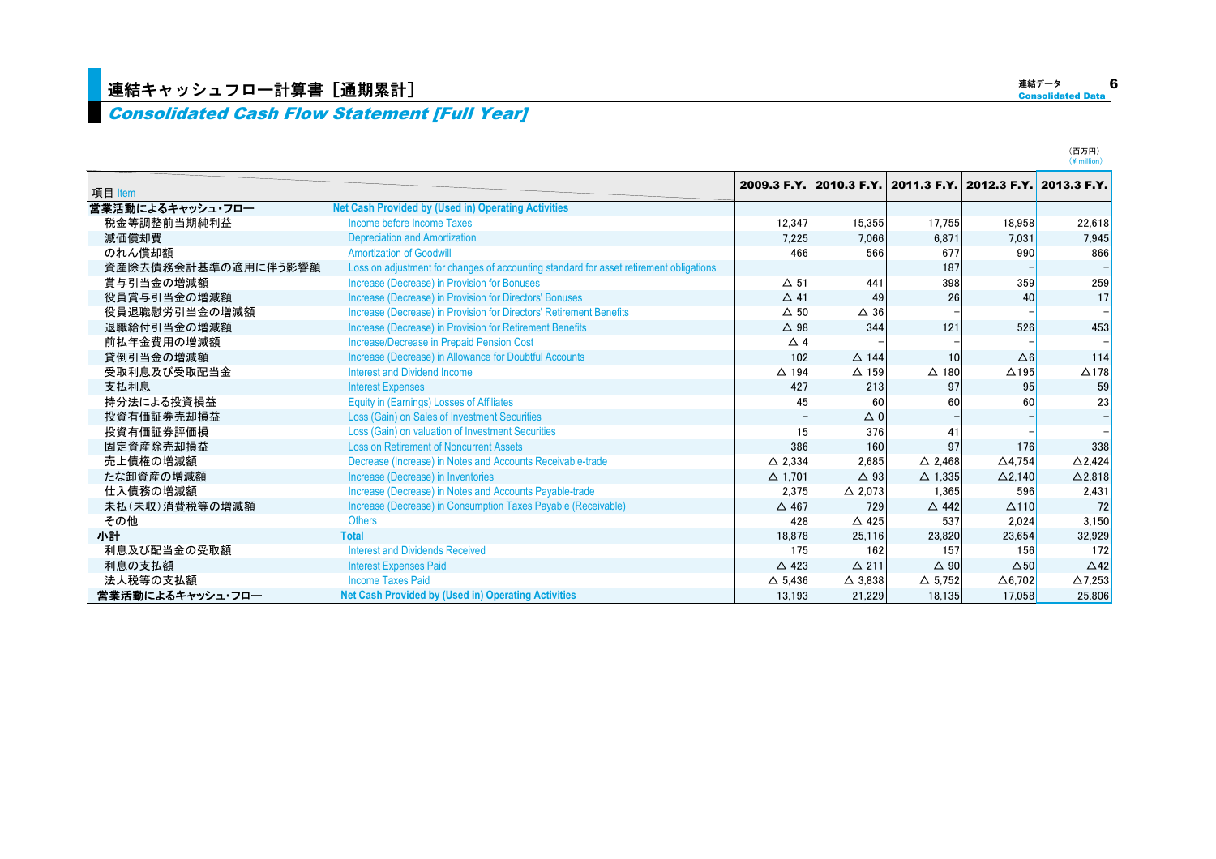# 連結キャッシュフロー計算書［通期累計］
## *Consolidated Cash Flow Statement [Full Year]*

（百万円）
（¥ million）

| 項目 Item | | 2009.3 F.Y. | 2010.3 F.Y. | 2011.3 F.Y. | 2012.3 F.Y. | 2013.3 F.Y. |
|---|---|---|---|---|---|---|
| 営業活動によるキャッシュ・フロー | Net Cash Provided by (Used in) Operating Activities | | | | | |
| 税金等調整前当期純利益 | Income before Income Taxes | 12,347 | 15,355 | 17,755 | 18,958 | 22,618 |
| 減価償却費 | Depreciation and Amortization | 7,225 | 7,066 | 6,871 | 7,031 | 7,945 |
| のれん償却額 | Amortization of Goodwill | 466 | 566 | 677 | 990 | 866 |
| 資産除去債務会計基準の適用に伴う影響額 | Loss on adjustment for changes of accounting standard for asset retirement obligations | | | 187 | − | − |
| 賞与引当金の増減額 | Increase (Decrease) in Provision for Bonuses | △ 51 | 441 | 398 | 359 | 259 |
| 役員賞与引当金の増減額 | Increase (Decrease) in Provision for Directors' Bonuses | △ 41 | 49 | 26 | 40 | 17 |
| 役員退職慰労引当金の増減額 | Increase (Decrease) in Provision for Directors' Retirement Benefits | △ 50 | △ 36 | − | − | − |
| 退職給付引当金の増減額 | Increase (Decrease) in Provision for Retirement Benefits | △ 98 | 344 | 121 | 526 | 453 |
| 前払年金費用の増減額 | Increase/Decrease in Prepaid Pension Cost | △ 4 | − | − | − | − |
| 貸倒引当金の増減額 | Increase (Decrease) in Allowance for Doubtful Accounts | 102 | △ 144 | 10 | △6 | 114 |
| 受取利息及び受取配当金 | Interest and Dividend Income | △ 194 | △ 159 | △ 180 | △195 | △178 |
| 支払利息 | Interest Expenses | 427 | 213 | 97 | 95 | 59 |
| 持分法による投資損益 | Equity in (Earnings) Losses of Affiliates | 45 | 60 | 60 | 60 | 23 |
| 投資有価証券売却損益 | Loss (Gain) on Sales of Investment Securities | − | △ 0 | − | − | − |
| 投資有価証券評価損 | Loss (Gain) on valuation of Investment Securities | 15 | 376 | 41 | − | − |
| 固定資産除売却損益 | Loss on Retirement of Noncurrent Assets | 386 | 160 | 97 | 176 | 338 |
| 売上債権の増減額 | Decrease (Increase) in Notes and Accounts Receivable-trade | △ 2,334 | 2,685 | △ 2,468 | △4,754 | △2,424 |
| たな卸資産の増減額 | Increase (Decrease) in Inventories | △ 1,701 | △ 93 | △ 1,335 | △2,140 | △2,818 |
| 仕入債務の増減額 | Increase (Decrease) in Notes and Accounts Payable-trade | 2,375 | △ 2,073 | 1,365 | 596 | 2,431 |
| 未払（未収）消費税等の増減額 | Increase (Decrease) in Consumption Taxes Payable (Receivable) | △ 467 | 729 | △ 442 | △110 | 72 |
| その他 | Others | 428 | △ 425 | 537 | 2,024 | 3,150 |
| 小計 | Total | 18,878 | 25,116 | 23,820 | 23,654 | 32,929 |
| 利息及び配当金の受取額 | Interest and Dividends Received | 175 | 162 | 157 | 156 | 172 |
| 利息の支払額 | Interest Expenses Paid | △ 423 | △ 211 | △ 90 | △50 | △42 |
| 法人税等の支払額 | Income Taxes Paid | △ 5,436 | △ 3,838 | △ 5,752 | △6,702 | △7,253 |
| 営業活動によるキャッシュ・フロー | Net Cash Provided by (Used in) Operating Activities | 13,193 | 21,229 | 18,135 | 17,058 | 25,806 |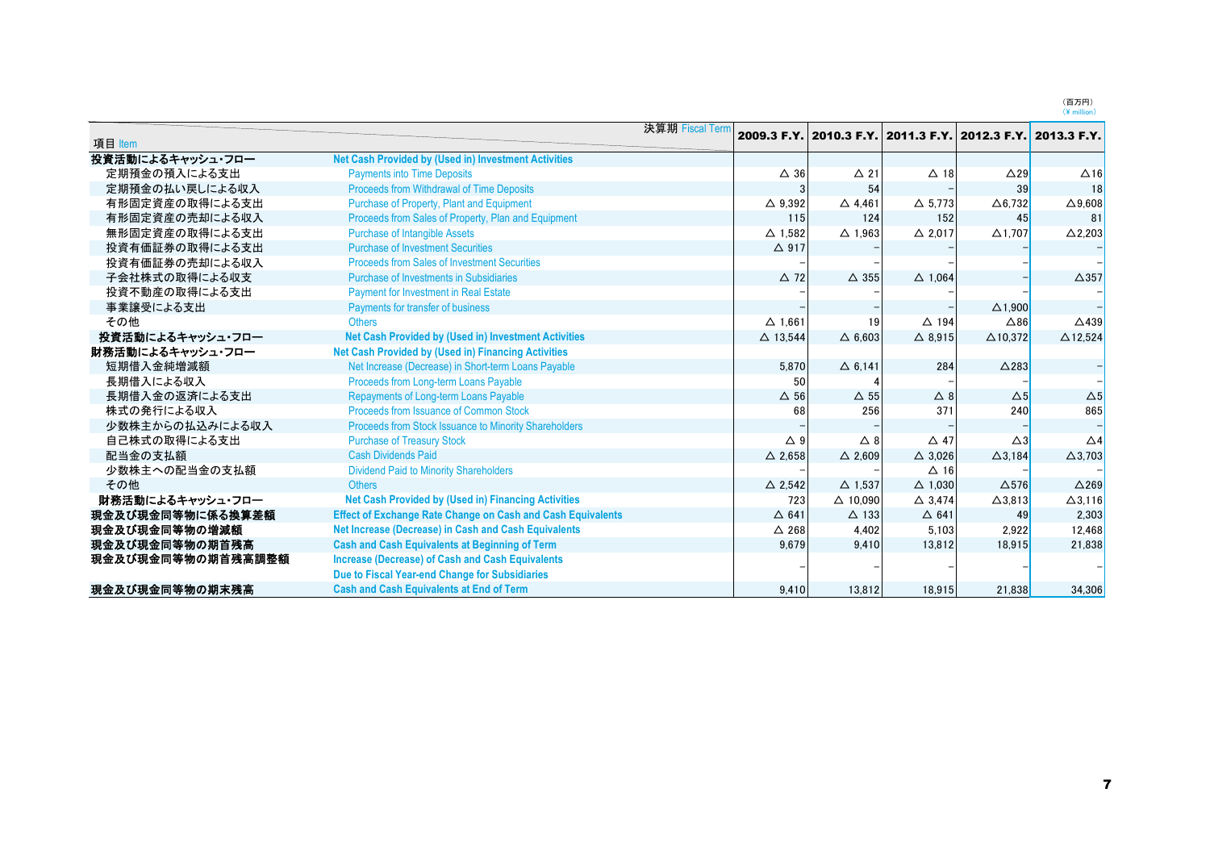(百万円)
(¥ million)

| 項目 Item | 決算期 Fiscal Term | 2009.3 F.Y. | 2010.3 F.Y. | 2011.3 F.Y. | 2012.3 F.Y. | 2013.3 F.Y. |
|---|---|---|---|---|---|---|
| **投資活動によるキャッシュ・フロー** | **Net Cash Provided by (Used in) Investment Activities** | | | | | |
| 定期預金の預入による支出 | Payments into Time Deposits | △ 36 | △ 21 | △ 18 | △29 | △16 |
| 定期預金の払い戻しによる収入 | Proceeds from Withdrawal of Time Deposits | 3 | 54 | – | 39 | 18 |
| 有形固定資産の取得による支出 | Purchase of Property, Plant and Equipment | △ 9,392 | △ 4,461 | △ 5,773 | △6,732 | △9,608 |
| 有形固定資産の売却による収入 | Proceeds from Sales of Property, Plan and Equipment | 115 | 124 | 152 | 45 | 81 |
| 無形固定資産の取得による支出 | Purchase of Intangible Assets | △ 1,582 | △ 1,963 | △ 2,017 | △1,707 | △2,203 |
| 投資有価証券の取得による支出 | Purchase of Investment Securities | △ 917 | – | – | – | – |
| 投資有価証券の売却による収入 | Proceeds from Sales of Investment Securities | – | – | – | – | – |
| 子会社株式の取得による収支 | Purchase of Investments in Subsidiaries | △ 72 | △ 355 | △ 1,064 | – | △357 |
| 投資不動産の取得による支出 | Payment for Investment in Real Estate | – | – | – | – | – |
| 事業譲受による支出 | Payments for transfer of business | – | – | – | △1,900 | – |
| その他 | Others | △ 1,661 | 19 | △ 194 | △86 | △439 |
| **投資活動によるキャッシュ・フロー** | **Net Cash Provided by (Used in) Investment Activities** | △ 13,544 | △ 6,603 | △ 8,915 | △10,372 | △12,524 |
| **財務活動によるキャッシュ・フロー** | **Net Cash Provided by (Used in) Financing Activities** | | | | | |
| 短期借入金純増減額 | Net Increase (Decrease) in Short-term Loans Payable | 5,870 | △ 6,141 | 284 | △283 | – |
| 長期借入による収入 | Proceeds from Long-term Loans Payable | 50 | 4 | – | – | – |
| 長期借入金の返済による支出 | Repayments of Long-term Loans Payable | △ 56 | △ 55 | △ 8 | △5 | △5 |
| 株式の発行による収入 | Proceeds from Issuance of Common Stock | 68 | 256 | 371 | 240 | 865 |
| 少数株主からの払込みによる収入 | Proceeds from Stock Issuance to Minority Shareholders | – | – | – | – | – |
| 自己株式の取得による支出 | Purchase of Treasury Stock | △ 9 | △ 8 | △ 47 | △3 | △4 |
| 配当金の支払額 | Cash Dividends Paid | △ 2,658 | △ 2,609 | △ 3,026 | △3,184 | △3,703 |
| 少数株主への配当金の支払額 | Dividend Paid to Minority Shareholders | – | – | △ 16 | – | – |
| その他 | Others | △ 2,542 | △ 1,537 | △ 1,030 | △576 | △269 |
| **財務活動によるキャッシュ・フロー** | **Net Cash Provided by (Used in) Financing Activities** | 723 | △ 10,090 | △ 3,474 | △3,813 | △3,116 |
| **現金及び現金同等物に係る換算差額** | **Effect of Exchange Rate Change on Cash and Cash Equivalents** | △ 641 | △ 133 | △ 641 | 49 | 2,303 |
| **現金及び現金同等物の増減額** | **Net Increase (Decrease) in Cash and Cash Equivalents** | △ 268 | 4,402 | 5,103 | 2,922 | 12,468 |
| **現金及び現金同等物の期首残高** | **Cash and Cash Equivalents at Beginning of Term** | 9,679 | 9,410 | 13,812 | 18,915 | 21,838 |
| **現金及び現金同等物の期首残高調整額** | **Increase (Decrease) of Cash and Cash Equivalents Due to Fiscal Year-end Change for Subsidiaries** | – | – | – | – | – |
| **現金及び現金同等物の期末残高** | **Cash and Cash Equivalents at End of Term** | 9,410 | 13,812 | 18,915 | 21,838 | 34,306 |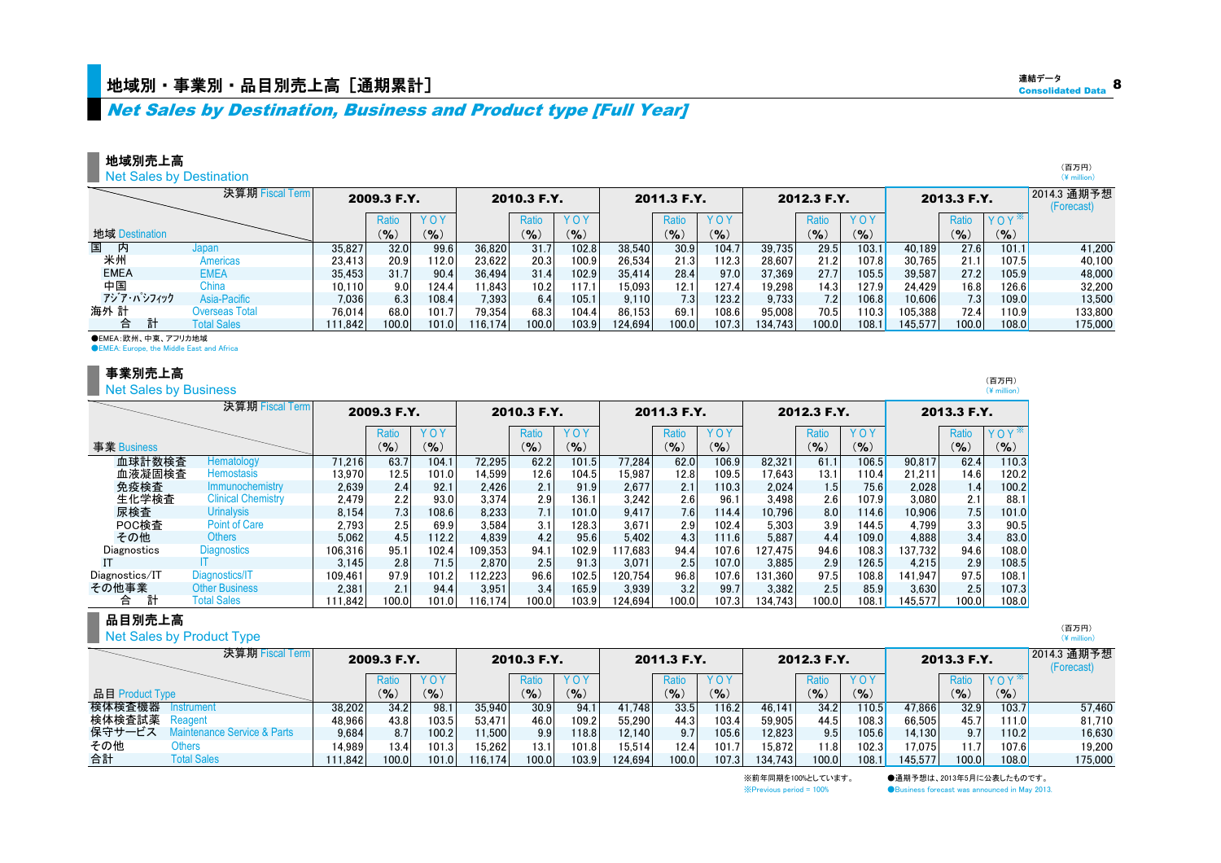# 地域別・事業別・品目別売上高［通期累計］

## *Net Sales by Destination, Business and Product type [Full Year]*

### 地域別売上高
Net Sales by Destination

（百万円）
(¥ million)

| 決算期 Fiscal Term / 地域 Destination | | 2009.3 F.Y. | Ratio (%) | YOY (%) | 2010.3 F.Y. | Ratio (%) | YOY (%) | 2011.3 F.Y. | Ratio (%) | YOY (%) | 2012.3 F.Y. | Ratio (%) | YOY (%) | 2013.3 F.Y. | Ratio (%) | YOY※ (%) | 2014.3 通期予想 (Forecast) |
|---|---|---|---|---|---|---|---|---|---|---|---|---|---|---|---|---|---|
| 国　内 | Japan | 35,827 | 32.0 | 99.6 | 36,820 | 31.7 | 102.8 | 38,540 | 30.9 | 104.7 | 39,735 | 29.5 | 103.1 | 40,189 | 27.6 | 101.1 | 41,200 |
| 米州 | Americas | 23,413 | 20.9 | 112.0 | 23,622 | 20.3 | 100.9 | 26,534 | 21.3 | 112.3 | 28,607 | 21.2 | 107.8 | 30,765 | 21.1 | 107.5 | 40,100 |
| EMEA | EMEA | 35,453 | 31.7 | 90.4 | 36,494 | 31.4 | 102.9 | 35,414 | 28.4 | 97.0 | 37,369 | 27.7 | 105.5 | 39,587 | 27.2 | 105.9 | 48,000 |
| 中国 | China | 10,110 | 9.0 | 124.4 | 11,843 | 10.2 | 117.1 | 15,093 | 12.1 | 127.4 | 19,298 | 14.3 | 127.9 | 24,429 | 16.8 | 126.6 | 32,200 |
| アジア・パシフィック | Asia-Pacific | 7,036 | 6.3 | 108.4 | 7,393 | 6.4 | 105.1 | 9,110 | 7.3 | 123.2 | 9,733 | 7.2 | 106.8 | 10,606 | 7.3 | 109.0 | 13,500 |
| 海外 計 | Overseas Total | 76,014 | 68.0 | 101.7 | 79,354 | 68.3 | 104.4 | 86,153 | 69.1 | 108.6 | 95,008 | 70.5 | 110.3 | 105,388 | 72.4 | 110.9 | 133,800 |
| 合　計 | Total Sales | 111,842 | 100.0 | 101.0 | 116,174 | 100.0 | 103.9 | 124,694 | 100.0 | 107.3 | 134,743 | 100.0 | 108.1 | 145,577 | 100.0 | 108.0 | 175,000 |

●EMEA：欧州、中東、アフリカ地域
●EMEA: Europe, the Middle East and Africa

### 事業別売上高
Net Sales by Business

（百万円）
(¥ million)

| 決算期 Fiscal Term / 事業 Business | | 2009.3 F.Y. | Ratio (%) | YOY (%) | 2010.3 F.Y. | Ratio (%) | YOY (%) | 2011.3 F.Y. | Ratio (%) | YOY (%) | 2012.3 F.Y. | Ratio (%) | YOY (%) | 2013.3 F.Y. | Ratio (%) | YOY※ (%) |
|---|---|---|---|---|---|---|---|---|---|---|---|---|---|---|---|---|
| 血球計数検査 | Hematology | 71,216 | 63.7 | 104.1 | 72,295 | 62.2 | 101.5 | 77,284 | 62.0 | 106.9 | 82,321 | 61.1 | 106.5 | 90,817 | 62.4 | 110.3 |
| 血液凝固検査 | Hemostasis | 13,970 | 12.5 | 101.0 | 14,599 | 12.6 | 104.5 | 15,987 | 12.8 | 109.5 | 17,643 | 13.1 | 110.4 | 21,211 | 14.6 | 120.2 |
| 免疫検査 | Immunochemistry | 2,639 | 2.4 | 92.1 | 2,426 | 2.1 | 91.9 | 2,677 | 2.1 | 110.3 | 2,024 | 1.5 | 75.6 | 2,028 | 1.4 | 100.2 |
| 生化学検査 | Clinical Chemistry | 2,479 | 2.2 | 93.0 | 3,374 | 2.9 | 136.1 | 3,242 | 2.6 | 96.1 | 3,498 | 2.6 | 107.9 | 3,080 | 2.1 | 88.1 |
| 尿検査 | Urinalysis | 8,154 | 7.3 | 108.6 | 8,233 | 7.1 | 101.0 | 9,417 | 7.6 | 114.4 | 10,796 | 8.0 | 114.6 | 10,906 | 7.5 | 101.0 |
| POC検査 | Point of Care | 2,793 | 2.5 | 69.9 | 3,584 | 3.1 | 128.3 | 3,671 | 2.9 | 102.4 | 5,303 | 3.9 | 144.5 | 4,799 | 3.3 | 90.5 |
| その他 | Others | 5,062 | 4.5 | 112.2 | 4,839 | 4.2 | 95.6 | 5,402 | 4.3 | 111.6 | 5,887 | 4.4 | 109.0 | 4,888 | 3.4 | 83.0 |
| Diagnostics | Diagnostics | 106,316 | 95.1 | 102.4 | 109,353 | 94.1 | 102.9 | 117,683 | 94.4 | 107.6 | 127,475 | 94.6 | 108.3 | 137,732 | 94.6 | 108.0 |
| IT | IT | 3,145 | 2.8 | 71.5 | 2,870 | 2.5 | 91.3 | 3,071 | 2.5 | 107.0 | 3,885 | 2.9 | 126.5 | 4,215 | 2.9 | 108.5 |
| Diagnostics/IT | Diagnostics/IT | 109,461 | 97.9 | 101.2 | 112,223 | 96.6 | 102.5 | 120,754 | 96.8 | 107.6 | 131,360 | 97.5 | 108.8 | 141,947 | 97.5 | 108.1 |
| その他事業 | Other Business | 2,381 | 2.1 | 94.4 | 3,951 | 3.4 | 165.9 | 3,939 | 3.2 | 99.7 | 3,382 | 2.5 | 85.9 | 3,630 | 2.5 | 107.3 |
| 合　計 | Total Sales | 111,842 | 100.0 | 101.0 | 116,174 | 100.0 | 103.9 | 124,694 | 100.0 | 107.3 | 134,743 | 100.0 | 108.1 | 145,577 | 100.0 | 108.0 |

### 品目別売上高
Net Sales by Product Type

（百万円）
(¥ million)

| 決算期 Fiscal Term / 品目 Product Type | | 2009.3 F.Y. | Ratio (%) | YOY (%) | 2010.3 F.Y. | Ratio (%) | YOY (%) | 2011.3 F.Y. | Ratio (%) | YOY (%) | 2012.3 F.Y. | Ratio (%) | YOY (%) | 2013.3 F.Y. | Ratio (%) | YOY※ (%) | 2014.3 通期予想 (Forecast) |
|---|---|---|---|---|---|---|---|---|---|---|---|---|---|---|---|---|---|
| 検体検査機器 | Instrument | 38,202 | 34.2 | 98.1 | 35,940 | 30.9 | 94.1 | 41,748 | 33.5 | 116.2 | 46,141 | 34.2 | 110.5 | 47,866 | 32.9 | 103.7 | 57,460 |
| 検体検査試薬 | Reagent | 48,966 | 43.8 | 103.5 | 53,471 | 46.0 | 109.2 | 55,290 | 44.3 | 103.4 | 59,905 | 44.5 | 108.3 | 66,505 | 45.7 | 111.0 | 81,710 |
| 保守サービス | Maintenance Service & Parts | 9,684 | 8.7 | 100.2 | 11,500 | 9.9 | 118.8 | 12,140 | 9.7 | 105.6 | 12,823 | 9.5 | 105.6 | 14,130 | 9.7 | 110.2 | 16,630 |
| その他 | Others | 14,989 | 13.4 | 101.3 | 15,262 | 13.1 | 101.8 | 15,514 | 12.4 | 101.7 | 15,872 | 11.8 | 102.3 | 17,075 | 11.7 | 107.6 | 19,200 |
| 合計 | Total Sales | 111,842 | 100.0 | 101.0 | 116,174 | 100.0 | 103.9 | 124,694 | 100.0 | 107.3 | 134,743 | 100.0 | 108.1 | 145,577 | 100.0 | 108.0 | 175,000 |

※前年同期を100%としています。
※Previous period = 100%

●通期予想は、2013年5月に公表したものです。
●Business forecast was announced in May 2013.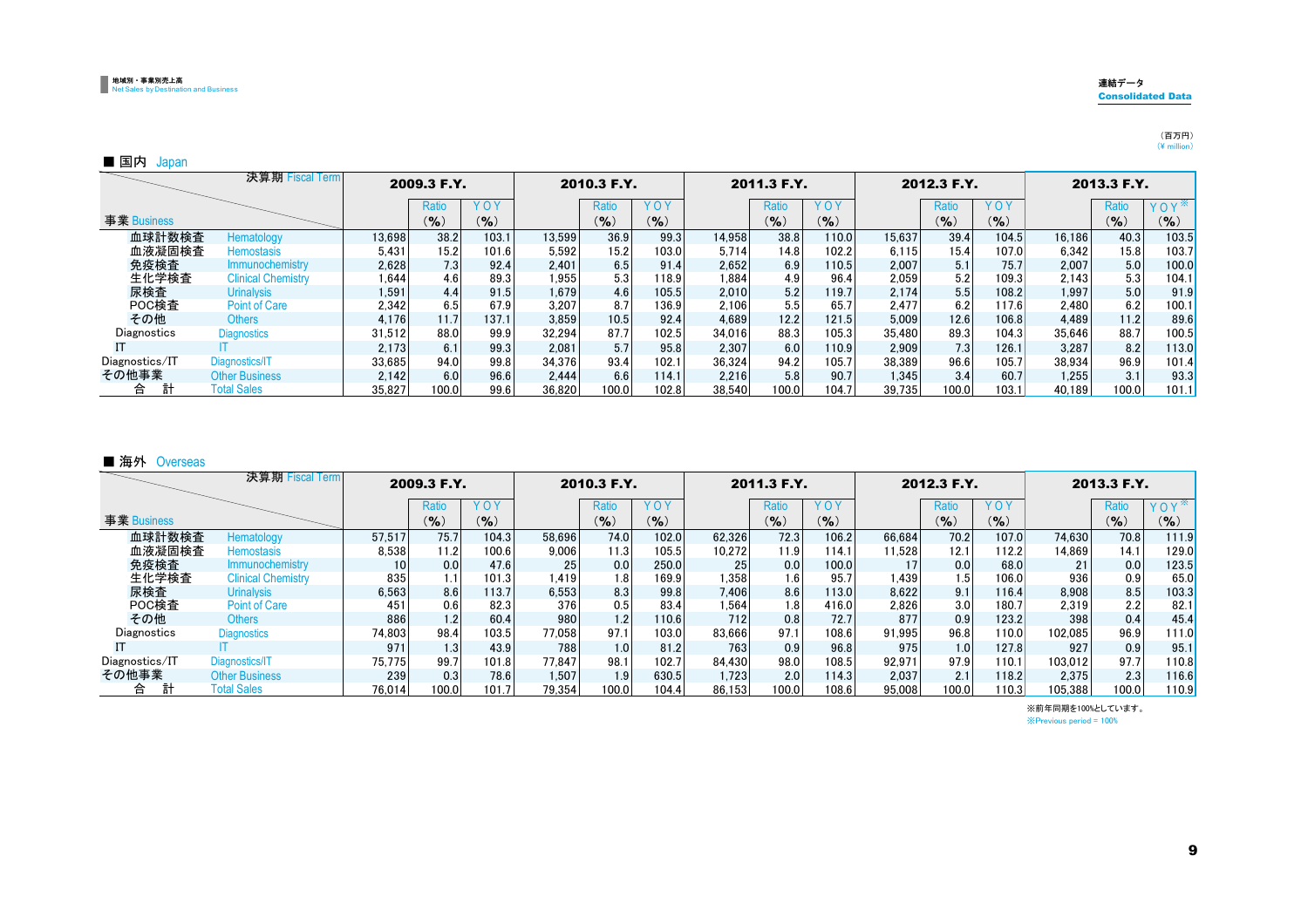地域別・事業別売上高
Net Sales by Destination and Business

連結データ
**Consolidated Data**

（百万円）
（¥ million）

## ■ 国内 Japan

| 決算期 Fiscal Term<br>事業 Business | | 2009.3 F.Y. | | | 2010.3 F.Y. | | | 2011.3 F.Y. | | | 2012.3 F.Y. | | | 2013.3 F.Y. | | |
|---|---|---|---|---|---|---|---|---|---|---|---|---|---|---|---|---|
| | | | Ratio (%) | YOY (%) | | Ratio (%) | YOY (%) | | Ratio (%) | YOY (%) | | Ratio (%) | YOY (%) | | Ratio (%) | YOY※ (%) |
| 血球計数検査 | Hematology | 13,698 | 38.2 | 103.1 | 13,599 | 36.9 | 99.3 | 14,958 | 38.8 | 110.0 | 15,637 | 39.4 | 104.5 | 16,186 | 40.3 | 103.5 |
| 血液凝固検査 | Hemostasis | 5,431 | 15.2 | 101.6 | 5,592 | 15.2 | 103.0 | 5,714 | 14.8 | 102.2 | 6,115 | 15.4 | 107.0 | 6,342 | 15.8 | 103.7 |
| 免疫検査 | Immunochemistry | 2,628 | 7.3 | 92.4 | 2,401 | 6.5 | 91.4 | 2,652 | 6.9 | 110.5 | 2,007 | 5.1 | 75.7 | 2,007 | 5.0 | 100.0 |
| 生化学検査 | Clinical Chemistry | 1,644 | 4.6 | 89.3 | 1,955 | 5.3 | 118.9 | 1,884 | 4.9 | 96.4 | 2,059 | 5.2 | 109.3 | 2,143 | 5.3 | 104.1 |
| 尿検査 | Urinalysis | 1,591 | 4.4 | 91.5 | 1,679 | 4.6 | 105.5 | 2,010 | 5.2 | 119.7 | 2,174 | 5.5 | 108.2 | 1,997 | 5.0 | 91.9 |
| POC検査 | Point of Care | 2,342 | 6.5 | 67.9 | 3,207 | 8.7 | 136.9 | 2,106 | 5.5 | 65.7 | 2,477 | 6.2 | 117.6 | 2,480 | 6.2 | 100.1 |
| その他 | Others | 4,176 | 11.7 | 137.1 | 3,859 | 10.5 | 92.4 | 4,689 | 12.2 | 121.5 | 5,009 | 12.6 | 106.8 | 4,489 | 11.2 | 89.6 |
| Diagnostics | Diagnostics | 31,512 | 88.0 | 99.9 | 32,294 | 87.7 | 102.5 | 34,016 | 88.3 | 105.3 | 35,480 | 89.3 | 104.3 | 35,646 | 88.7 | 100.5 |
| IT | IT | 2,173 | 6.1 | 99.3 | 2,081 | 5.7 | 95.8 | 2,307 | 6.0 | 110.9 | 2,909 | 7.3 | 126.1 | 3,287 | 8.2 | 113.0 |
| Diagnostics/IT | Diagnostics/IT | 33,685 | 94.0 | 99.8 | 34,376 | 93.4 | 102.1 | 36,324 | 94.2 | 105.7 | 38,389 | 96.6 | 105.7 | 38,934 | 96.9 | 101.4 |
| その他事業 | Other Business | 2,142 | 6.0 | 96.6 | 2,444 | 6.6 | 114.1 | 2,216 | 5.8 | 90.7 | 1,345 | 3.4 | 60.7 | 1,255 | 3.1 | 93.3 |
| 合　計 | Total Sales | 35,827 | 100.0 | 99.6 | 36,820 | 100.0 | 102.8 | 38,540 | 100.0 | 104.7 | 39,735 | 100.0 | 103.1 | 40,189 | 100.0 | 101.1 |

## ■ 海外 Overseas

| 決算期 Fiscal Term<br>事業 Business | | 2009.3 F.Y. | | | 2010.3 F.Y. | | | 2011.3 F.Y. | | | 2012.3 F.Y. | | | 2013.3 F.Y. | | |
|---|---|---|---|---|---|---|---|---|---|---|---|---|---|---|---|---|
| | | | Ratio (%) | YOY (%) | | Ratio (%) | YOY (%) | | Ratio (%) | YOY (%) | | Ratio (%) | YOY (%) | | Ratio (%) | YOY※ (%) |
| 血球計数検査 | Hematology | 57,517 | 75.7 | 104.3 | 58,696 | 74.0 | 102.0 | 62,326 | 72.3 | 106.2 | 66,684 | 70.2 | 107.0 | 74,630 | 70.8 | 111.9 |
| 血液凝固検査 | Hemostasis | 8,538 | 11.2 | 100.6 | 9,006 | 11.3 | 105.5 | 10,272 | 11.9 | 114.1 | 11,528 | 12.1 | 112.2 | 14,869 | 14.1 | 129.0 |
| 免疫検査 | Immunochemistry | 10 | 0.0 | 47.6 | 25 | 0.0 | 250.0 | 25 | 0.0 | 100.0 | 17 | 0.0 | 68.0 | 21 | 0.0 | 123.5 |
| 生化学検査 | Clinical Chemistry | 835 | 1.1 | 101.3 | 1,419 | 1.8 | 169.9 | 1,358 | 1.6 | 95.7 | 1,439 | 1.5 | 106.0 | 936 | 0.9 | 65.0 |
| 尿検査 | Urinalysis | 6,563 | 8.6 | 113.7 | 6,553 | 8.3 | 99.8 | 7,406 | 8.6 | 113.0 | 8,622 | 9.1 | 116.4 | 8,908 | 8.5 | 103.3 |
| POC検査 | Point of Care | 451 | 0.6 | 82.3 | 376 | 0.5 | 83.4 | 1,564 | 1.8 | 416.0 | 2,826 | 3.0 | 180.7 | 2,319 | 2.2 | 82.1 |
| その他 | Others | 886 | 1.2 | 60.4 | 980 | 1.2 | 110.6 | 712 | 0.8 | 72.7 | 877 | 0.9 | 123.2 | 398 | 0.4 | 45.4 |
| Diagnostics | Diagnostics | 74,803 | 98.4 | 103.5 | 77,058 | 97.1 | 103.0 | 83,666 | 97.1 | 108.6 | 91,995 | 96.8 | 110.0 | 102,085 | 96.9 | 111.0 |
| IT | IT | 971 | 1.3 | 43.9 | 788 | 1.0 | 81.2 | 763 | 0.9 | 96.8 | 975 | 1.0 | 127.8 | 927 | 0.9 | 95.1 |
| Diagnostics/IT | Diagnostics/IT | 75,775 | 99.7 | 101.8 | 77,847 | 98.1 | 102.7 | 84,430 | 98.0 | 108.5 | 92,971 | 97.9 | 110.1 | 103,012 | 97.7 | 110.8 |
| その他事業 | Other Business | 239 | 0.3 | 78.6 | 1,507 | 1.9 | 630.5 | 1,723 | 2.0 | 114.3 | 2,037 | 2.1 | 118.2 | 2,375 | 2.3 | 116.6 |
| 合　計 | Total Sales | 76,014 | 100.0 | 101.7 | 79,354 | 100.0 | 104.4 | 86,153 | 100.0 | 108.6 | 95,008 | 100.0 | 110.3 | 105,388 | 100.0 | 110.9 |

※前年同期を100%としています。
※Previous period = 100%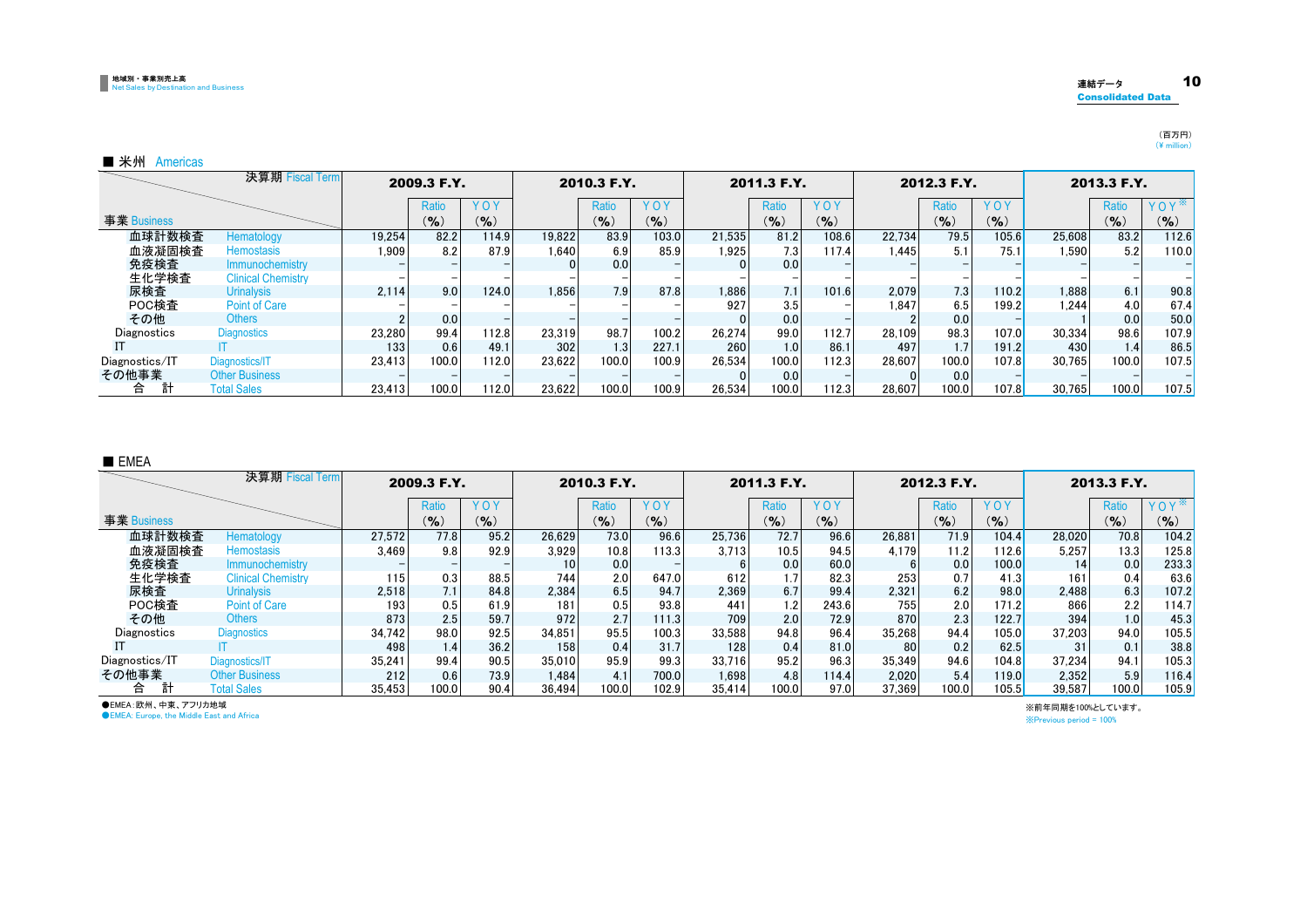地域別・事業別売上高
Net Sales by Destination and Business

連結データ
Consolidated Data

（百万円）
（¥ million）

■ 米州 Americas

| 事業 Business | | 2009.3 F.Y. | Ratio (%) | YOY (%) | 2010.3 F.Y. | Ratio (%) | YOY (%) | 2011.3 F.Y. | Ratio (%) | YOY (%) | 2012.3 F.Y. | Ratio (%) | YOY (%) | 2013.3 F.Y. | Ratio (%) | YOY※ (%) |
|---|---|---|---|---|---|---|---|---|---|---|---|---|---|---|---|---|
| 血球計数検査 | Hematology | 19,254 | 82.2 | 114.9 | 19,822 | 83.9 | 103.0 | 21,535 | 81.2 | 108.6 | 22,734 | 79.5 | 105.6 | 25,608 | 83.2 | 112.6 |
| 血液凝固検査 | Hemostasis | 1,909 | 8.2 | 87.9 | 1,640 | 6.9 | 85.9 | 1,925 | 7.3 | 117.4 | 1,445 | 5.1 | 75.1 | 1,590 | 5.2 | 110.0 |
| 免疫検査 | Immunochemistry | − | − | − | 0 | 0.0 | − | 0 | 0.0 | − | − | − | − | − | − | − |
| 生化学検査 | Clinical Chemistry | − | − | − | − | − | − | − | − | − | − | − | − | − | − | − |
| 尿検査 | Urinalysis | 2,114 | 9.0 | 124.0 | 1,856 | 7.9 | 87.8 | 1,886 | 7.1 | 101.6 | 2,079 | 7.3 | 110.2 | 1,888 | 6.1 | 90.8 |
| POC検査 | Point of Care | − | − | − | − | − | − | 927 | 3.5 | − | 1,847 | 6.5 | 199.2 | 1,244 | 4.0 | 67.4 |
| その他 | Others | 2 | 0.0 | − | − | − | − | 0 | 0.0 | − | 2 | 0.0 | − | 1 | 0.0 | 50.0 |
| Diagnostics | Diagnostics | 23,280 | 99.4 | 112.8 | 23,319 | 98.7 | 100.2 | 26,274 | 99.0 | 112.7 | 28,109 | 98.3 | 107.0 | 30,334 | 98.6 | 107.9 |
| IT | IT | 133 | 0.6 | 49.1 | 302 | 1.3 | 227.1 | 260 | 1.0 | 86.1 | 497 | 1.7 | 191.2 | 430 | 1.4 | 86.5 |
| Diagnostics/IT | Diagnostics/IT | 23,413 | 100.0 | 112.0 | 23,622 | 100.0 | 100.9 | 26,534 | 100.0 | 112.3 | 28,607 | 100.0 | 107.8 | 30,765 | 100.0 | 107.5 |
| その他事業 | Other Business | − | − | − | − | − | − | 0 | 0.0 | − | 0 | 0.0 | − | − | − | − |
| 合　計 | Total Sales | 23,413 | 100.0 | 112.0 | 23,622 | 100.0 | 100.9 | 26,534 | 100.0 | 112.3 | 28,607 | 100.0 | 107.8 | 30,765 | 100.0 | 107.5 |

■ EMEA

| 事業 Business | | 2009.3 F.Y. | Ratio (%) | YOY (%) | 2010.3 F.Y. | Ratio (%) | YOY (%) | 2011.3 F.Y. | Ratio (%) | YOY (%) | 2012.3 F.Y. | Ratio (%) | YOY (%) | 2013.3 F.Y. | Ratio (%) | YOY※ (%) |
|---|---|---|---|---|---|---|---|---|---|---|---|---|---|---|---|---|
| 血球計数検査 | Hematology | 27,572 | 77.8 | 95.2 | 26,629 | 73.0 | 96.6 | 25,736 | 72.7 | 96.6 | 26,881 | 71.9 | 104.4 | 28,020 | 70.8 | 104.2 |
| 血液凝固検査 | Hemostasis | 3,469 | 9.8 | 92.9 | 3,929 | 10.8 | 113.3 | 3,713 | 10.5 | 94.5 | 4,179 | 11.2 | 112.6 | 5,257 | 13.3 | 125.8 |
| 免疫検査 | Immunochemistry | − | − | − | 10 | 0.0 | − | 6 | 0.0 | 60.0 | 6 | 0.0 | 100.0 | 14 | 0.0 | 233.3 |
| 生化学検査 | Clinical Chemistry | 115 | 0.3 | 88.5 | 744 | 2.0 | 647.0 | 612 | 1.7 | 82.3 | 253 | 0.7 | 41.3 | 161 | 0.4 | 63.6 |
| 尿検査 | Urinalysis | 2,518 | 7.1 | 84.8 | 2,384 | 6.5 | 94.7 | 2,369 | 6.7 | 99.4 | 2,321 | 6.2 | 98.0 | 2,488 | 6.3 | 107.2 |
| POC検査 | Point of Care | 193 | 0.5 | 61.9 | 181 | 0.5 | 93.8 | 441 | 1.2 | 243.6 | 755 | 2.0 | 171.2 | 866 | 2.2 | 114.7 |
| その他 | Others | 873 | 2.5 | 59.7 | 972 | 2.7 | 111.3 | 709 | 2.0 | 72.9 | 870 | 2.3 | 122.7 | 394 | 1.0 | 45.3 |
| Diagnostics | Diagnostics | 34,742 | 98.0 | 92.5 | 34,851 | 95.5 | 100.3 | 33,588 | 94.8 | 96.4 | 35,268 | 94.4 | 105.0 | 37,203 | 94.0 | 105.5 |
| IT | IT | 498 | 1.4 | 36.2 | 158 | 0.4 | 31.7 | 128 | 0.4 | 81.0 | 80 | 0.2 | 62.5 | 31 | 0.1 | 38.8 |
| Diagnostics/IT | Diagnostics/IT | 35,241 | 99.4 | 90.5 | 35,010 | 95.9 | 99.3 | 33,716 | 95.2 | 96.3 | 35,349 | 94.6 | 104.8 | 37,234 | 94.1 | 105.3 |
| その他事業 | Other Business | 212 | 0.6 | 73.9 | 1,484 | 4.1 | 700.0 | 1,698 | 4.8 | 114.4 | 2,020 | 5.4 | 119.0 | 2,352 | 5.9 | 116.4 |
| 合　計 | Total Sales | 35,453 | 100.0 | 90.4 | 36,494 | 100.0 | 102.9 | 35,414 | 100.0 | 97.0 | 37,369 | 100.0 | 105.5 | 39,587 | 100.0 | 105.9 |

●EMEA：欧州、中東、アフリカ地域
●EMEA: Europe, the Middle East and Africa

※前年同期を100%としています。
※Previous period = 100%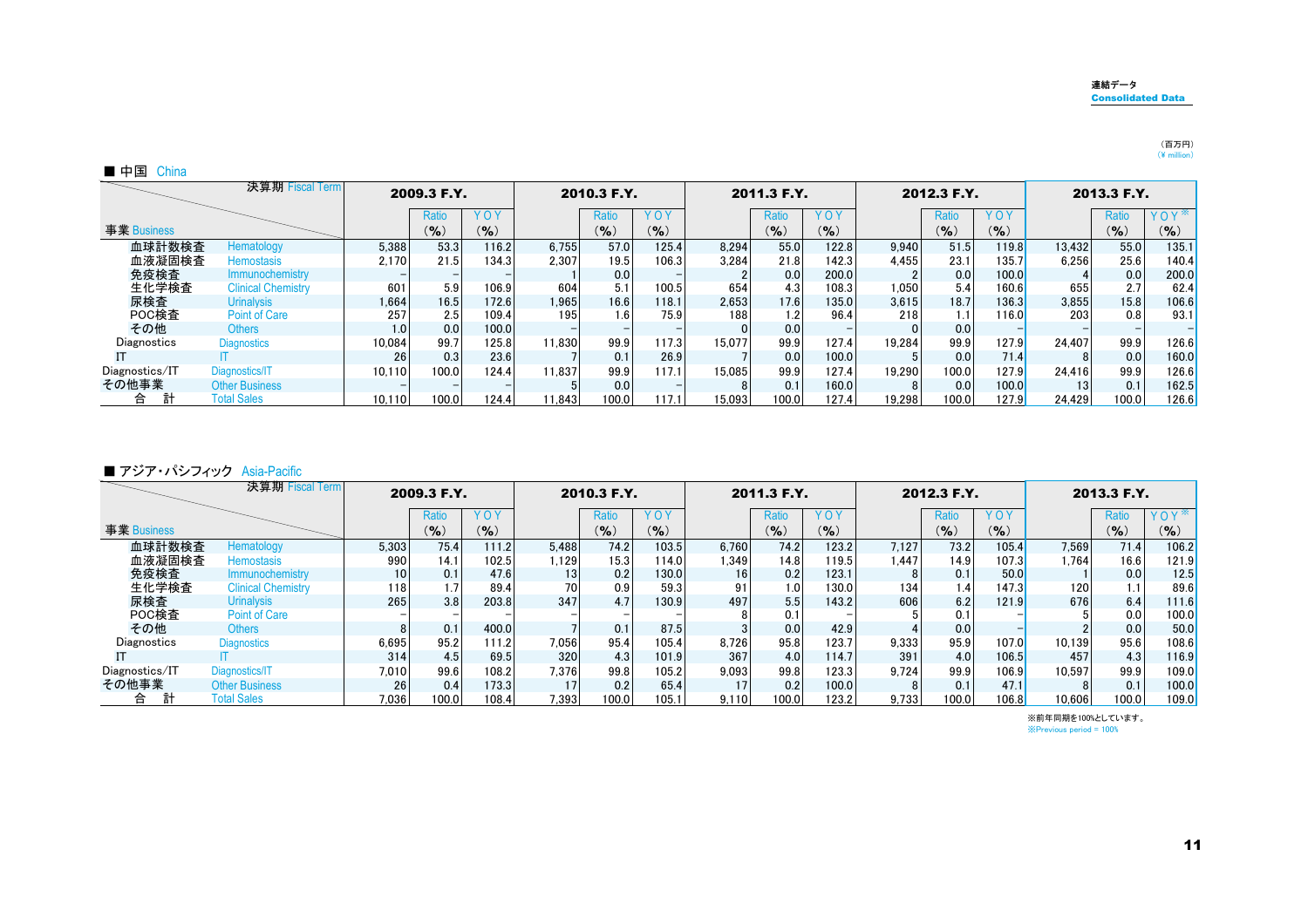連結データ
Consolidated Data

（百万円）
(¥ million)

## ■ 中国 China

| 決算期 Fiscal Term | | 2009.3 F.Y. | | | 2010.3 F.Y. | | | 2011.3 F.Y. | | | 2012.3 F.Y. | | | 2013.3 F.Y. | | |
|---|---|---|---|---|---|---|---|---|---|---|---|---|---|---|---|---|
| 事業 Business | | | Ratio (%) | YOY (%) | | Ratio (%) | YOY (%) | | Ratio (%) | YOY (%) | | Ratio (%) | YOY (%) | | Ratio (%) | YOY※ (%) |
| 血球計数検査 | Hematology | 5,388 | 53.3 | 116.2 | 6,755 | 57.0 | 125.4 | 8,294 | 55.0 | 122.8 | 9,940 | 51.5 | 119.8 | 13,432 | 55.0 | 135.1 |
| 血液凝固検査 | Hemostasis | 2,170 | 21.5 | 134.3 | 2,307 | 19.5 | 106.3 | 3,284 | 21.8 | 142.3 | 4,455 | 23.1 | 135.7 | 6,256 | 25.6 | 140.4 |
| 免疫検査 | Immunochemistry | – | – | – | 1 | 0.0 | – | 2 | 0.0 | 200.0 | 2 | 0.0 | 100.0 | 4 | 0.0 | 200.0 |
| 生化学検査 | Clinical Chemistry | 601 | 5.9 | 106.9 | 604 | 5.1 | 100.5 | 654 | 4.3 | 108.3 | 1,050 | 5.4 | 160.6 | 655 | 2.7 | 62.4 |
| 尿検査 | Urinalysis | 1,664 | 16.5 | 172.6 | 1,965 | 16.6 | 118.1 | 2,653 | 17.6 | 135.0 | 3,615 | 18.7 | 136.3 | 3,855 | 15.8 | 106.6 |
| POC検査 | Point of Care | 257 | 2.5 | 109.4 | 195 | 1.6 | 75.9 | 188 | 1.2 | 96.4 | 218 | 1.1 | 116.0 | 203 | 0.8 | 93.1 |
| その他 | Others | 1.0 | 0.0 | 100.0 | – | – | – | 0 | 0.0 | – | 0 | 0.0 | – | – | – | – |
| Diagnostics | Diagnostics | 10,084 | 99.7 | 125.8 | 11,830 | 99.9 | 117.3 | 15,077 | 99.9 | 127.4 | 19,284 | 99.9 | 127.9 | 24,407 | 99.9 | 126.6 |
| IT | IT | 26 | 0.3 | 23.6 | 7 | 0.1 | 26.9 | 7 | 0.0 | 100.0 | 5 | 0.0 | 71.4 | 8 | 0.0 | 160.0 |
| Diagnostics/IT | Diagnostics/IT | 10,110 | 100.0 | 124.4 | 11,837 | 99.9 | 117.1 | 15,085 | 99.9 | 127.4 | 19,290 | 100.0 | 127.9 | 24,416 | 99.9 | 126.6 |
| その他事業 | Other Business | – | – | – | 5 | 0.0 | – | 8 | 0.1 | 160.0 | 8 | 0.0 | 100.0 | 13 | 0.1 | 162.5 |
| 合計 | Total Sales | 10,110 | 100.0 | 124.4 | 11,843 | 100.0 | 117.1 | 15,093 | 100.0 | 127.4 | 19,298 | 100.0 | 127.9 | 24,429 | 100.0 | 126.6 |

## ■ アジア・パシフィック Asia-Pacific

| 決算期 Fiscal Term | | 2009.3 F.Y. | | | 2010.3 F.Y. | | | 2011.3 F.Y. | | | 2012.3 F.Y. | | | 2013.3 F.Y. | | |
|---|---|---|---|---|---|---|---|---|---|---|---|---|---|---|---|---|
| 事業 Business | | | Ratio (%) | YOY (%) | | Ratio (%) | YOY (%) | | Ratio (%) | YOY (%) | | Ratio (%) | YOY (%) | | Ratio (%) | YOY※ (%) |
| 血球計数検査 | Hematology | 5,303 | 75.4 | 111.2 | 5,488 | 74.2 | 103.5 | 6,760 | 74.2 | 123.2 | 7,127 | 73.2 | 105.4 | 7,569 | 71.4 | 106.2 |
| 血液凝固検査 | Hemostasis | 990 | 14.1 | 102.5 | 1,129 | 15.3 | 114.0 | 1,349 | 14.8 | 119.5 | 1,447 | 14.9 | 107.3 | 1,764 | 16.6 | 121.9 |
| 免疫検査 | Immunochemistry | 10 | 0.1 | 47.6 | 13 | 0.2 | 130.0 | 16 | 0.2 | 123.1 | 8 | 0.1 | 50.0 | 1 | 0.0 | 12.5 |
| 生化学検査 | Clinical Chemistry | 118 | 1.7 | 89.4 | 70 | 0.9 | 59.3 | 91 | 1.0 | 130.0 | 134 | 1.4 | 147.3 | 120 | 1.1 | 89.6 |
| 尿検査 | Urinalysis | 265 | 3.8 | 203.8 | 347 | 4.7 | 130.9 | 497 | 5.5 | 143.2 | 606 | 6.2 | 121.9 | 676 | 6.4 | 111.6 |
| POC検査 | Point of Care | – | – | – | – | – | – | 8 | 0.1 | – | 5 | 0.1 | – | 5 | 0.0 | 100.0 |
| その他 | Others | 8 | 0.1 | 400.0 | 7 | 0.1 | 87.5 | 3 | 0.0 | 42.9 | 4 | 0.0 | – | 2 | 0.0 | 50.0 |
| Diagnostics | Diagnostics | 6,695 | 95.2 | 111.2 | 7,056 | 95.4 | 105.4 | 8,726 | 95.8 | 123.7 | 9,333 | 95.9 | 107.0 | 10,139 | 95.6 | 108.6 |
| IT | IT | 314 | 4.5 | 69.5 | 320 | 4.3 | 101.9 | 367 | 4.0 | 114.7 | 391 | 4.0 | 106.5 | 457 | 4.3 | 116.9 |
| Diagnostics/IT | Diagnostics/IT | 7,010 | 99.6 | 108.2 | 7,376 | 99.8 | 105.2 | 9,093 | 99.8 | 123.3 | 9,724 | 99.9 | 106.9 | 10,597 | 99.9 | 109.0 |
| その他事業 | Other Business | 26 | 0.4 | 173.3 | 17 | 0.2 | 65.4 | 17 | 0.2 | 100.0 | 8 | 0.1 | 47.1 | 8 | 0.1 | 100.0 |
| 合計 | Total Sales | 7,036 | 100.0 | 108.4 | 7,393 | 100.0 | 105.1 | 9,110 | 100.0 | 123.2 | 9,733 | 100.0 | 106.8 | 10,606 | 100.0 | 109.0 |

※前年同期を100%としています。
※Previous period = 100%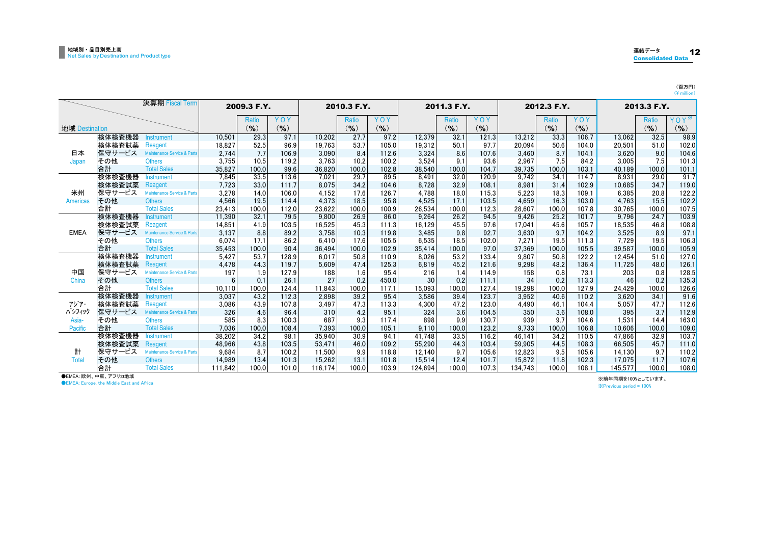# 地域別・品目別売上高
Net Sales by Destination and Product type

連結データ
Consolidated Data

（百万円）
(¥ million)

| 地域 Destination | | 決算期 Fiscal Term | 2009.3 F.Y. | Ratio (%) | YOY (%) | 2010.3 F.Y. | Ratio (%) | YOY (%) | 2011.3 F.Y. | Ratio (%) | YOY (%) | 2012.3 F.Y. | Ratio (%) | YOY (%) | 2013.3 F.Y. | Ratio (%) | YOY※ (%) |
|---|---|---|---|---|---|---|---|---|---|---|---|---|---|---|---|---|---|
| 日本 Japan | 検体検査機器 | Instrument | 10,501 | 29.3 | 97.1 | 10,202 | 27.7 | 97.2 | 12,379 | 32.1 | 121.3 | 13,212 | 33.3 | 106.7 | 13,062 | 32.5 | 98.9 |
| | 検体検査試薬 | Reagent | 18,827 | 52.5 | 96.9 | 19,763 | 53.7 | 105.0 | 19,312 | 50.1 | 97.7 | 20,094 | 50.6 | 104.0 | 20,501 | 51.0 | 102.0 |
| | 保守サービス | Maintenance Service & Parts | 2,744 | 7.7 | 106.9 | 3,090 | 8.4 | 112.6 | 3,324 | 8.6 | 107.6 | 3,460 | 8.7 | 104.1 | 3,620 | 9.0 | 104.6 |
| | その他 | Others | 3,755 | 10.5 | 119.2 | 3,763 | 10.2 | 100.2 | 3,524 | 9.1 | 93.6 | 2,967 | 7.5 | 84.2 | 3,005 | 7.5 | 101.3 |
| | 合計 | Total Sales | 35,827 | 100.0 | 99.6 | 36,820 | 100.0 | 102.8 | 38,540 | 100.0 | 104.7 | 39,735 | 100.0 | 103.1 | 40,189 | 100.0 | 101.1 |
| 米州 Americas | 検体検査機器 | Instrument | 7,845 | 33.5 | 113.6 | 7,021 | 29.7 | 89.5 | 8,491 | 32.0 | 120.9 | 9,742 | 34.1 | 114.7 | 8,931 | 29.0 | 91.7 |
| | 検体検査試薬 | Reagent | 7,723 | 33.0 | 111.7 | 8,075 | 34.2 | 104.6 | 8,728 | 32.9 | 108.1 | 8,981 | 31.4 | 102.9 | 10,685 | 34.7 | 119.0 |
| | 保守サービス | Maintenance Service & Parts | 3,278 | 14.0 | 106.0 | 4,152 | 17.6 | 126.7 | 4,788 | 18.0 | 115.3 | 5,223 | 18.3 | 109.1 | 6,385 | 20.8 | 122.2 |
| | その他 | Others | 4,566 | 19.5 | 114.4 | 4,373 | 18.5 | 95.8 | 4,525 | 17.1 | 103.5 | 4,659 | 16.3 | 103.0 | 4,763 | 15.5 | 102.2 |
| | 合計 | Total Sales | 23,413 | 100.0 | 112.0 | 23,622 | 100.0 | 100.9 | 26,534 | 100.0 | 112.3 | 28,607 | 100.0 | 107.8 | 30,765 | 100.0 | 107.5 |
| EMEA | 検体検査機器 | Instrument | 11,390 | 32.1 | 79.5 | 9,800 | 26.9 | 86.0 | 9,264 | 26.2 | 94.5 | 9,426 | 25.2 | 101.7 | 9,796 | 24.7 | 103.9 |
| | 検体検査試薬 | Reagent | 14,851 | 41.9 | 103.5 | 16,525 | 45.3 | 111.3 | 16,129 | 45.5 | 97.6 | 17,041 | 45.6 | 105.7 | 18,535 | 46.8 | 108.8 |
| | 保守サービス | Maintenance Service & Parts | 3,137 | 8.8 | 89.2 | 3,758 | 10.3 | 119.8 | 3,485 | 9.8 | 92.7 | 3,630 | 9.7 | 104.2 | 3,525 | 8.9 | 97.1 |
| | その他 | Others | 6,074 | 17.1 | 86.2 | 6,410 | 17.6 | 105.5 | 6,535 | 18.5 | 102.0 | 7,271 | 19.5 | 111.3 | 7,729 | 19.5 | 106.3 |
| | 合計 | Total Sales | 35,453 | 100.0 | 90.4 | 36,494 | 100.0 | 102.9 | 35,414 | 100.0 | 97.0 | 37,369 | 100.0 | 105.5 | 39,587 | 100.0 | 105.9 |
| 中国 China | 検体検査機器 | Instrument | 5,427 | 53.7 | 128.9 | 6,017 | 50.8 | 110.9 | 8,026 | 53.2 | 133.4 | 9,807 | 50.8 | 122.2 | 12,454 | 51.0 | 127.0 |
| | 検体検査試薬 | Reagent | 4,478 | 44.3 | 119.7 | 5,609 | 47.4 | 125.3 | 6,819 | 45.2 | 121.6 | 9,298 | 48.2 | 136.4 | 11,725 | 48.0 | 126.1 |
| | 保守サービス | Maintenance Service & Parts | 197 | 1.9 | 127.9 | 188 | 1.6 | 95.4 | 216 | 1.4 | 114.9 | 158 | 0.8 | 73.1 | 203 | 0.8 | 128.5 |
| | その他 | Others | 6 | 0.1 | 26.1 | 27 | 0.2 | 450.0 | 30 | 0.2 | 111.1 | 34 | 0.2 | 113.3 | 46 | 0.2 | 135.3 |
| | 合計 | Total Sales | 10,110 | 100.0 | 124.4 | 11,843 | 100.0 | 117.1 | 15,093 | 100.0 | 127.4 | 19,298 | 100.0 | 127.9 | 24,429 | 100.0 | 126.6 |
| ｱｼﾞｱ･ﾊﾟｼﾌｨｯｸ Asia-Pacific | 検体検査機器 | Instrument | 3,037 | 43.2 | 112.3 | 2,898 | 39.2 | 95.4 | 3,586 | 39.4 | 123.7 | 3,952 | 40.6 | 110.2 | 3,620 | 34.1 | 91.6 |
| | 検体検査試薬 | Reagent | 3,086 | 43.9 | 107.8 | 3,497 | 47.3 | 113.3 | 4,300 | 47.2 | 123.0 | 4,490 | 46.1 | 104.4 | 5,057 | 47.7 | 112.6 |
| | 保守サービス | Maintenance Service & Parts | 326 | 4.6 | 96.4 | 310 | 4.2 | 95.1 | 324 | 3.6 | 104.5 | 350 | 3.6 | 108.0 | 395 | 3.7 | 112.9 |
| | その他 | Others | 585 | 8.3 | 100.3 | 687 | 9.3 | 117.4 | 898 | 9.9 | 130.7 | 939 | 9.7 | 104.6 | 1,531 | 14.4 | 163.0 |
| | 合計 | Total Sales | 7,036 | 100.0 | 108.4 | 7,393 | 100.0 | 105.1 | 9,110 | 100.0 | 123.2 | 9,733 | 100.0 | 106.8 | 10,606 | 100.0 | 109.0 |
| 計 Total | 検体検査機器 | Instrument | 38,202 | 34.2 | 98.1 | 35,940 | 30.9 | 94.1 | 41,748 | 33.5 | 116.2 | 46,141 | 34.2 | 110.5 | 47,866 | 32.9 | 103.7 |
| | 検体検査試薬 | Reagent | 48,966 | 43.8 | 103.5 | 53,471 | 46.0 | 109.2 | 55,290 | 44.3 | 103.4 | 59,905 | 44.5 | 108.3 | 66,505 | 45.7 | 111.0 |
| | 保守サービス | Maintenance Service & Parts | 9,684 | 8.7 | 100.2 | 11,500 | 9.9 | 118.8 | 12,140 | 9.7 | 105.6 | 12,823 | 9.5 | 105.6 | 14,130 | 9.7 | 110.2 |
| | その他 | Others | 14,989 | 13.4 | 101.3 | 15,262 | 13.1 | 101.8 | 15,514 | 12.4 | 101.7 | 15,872 | 11.8 | 102.3 | 17,075 | 11.7 | 107.6 |
| | 合計 | Total Sales | 111,842 | 100.0 | 101.0 | 116,174 | 100.0 | 103.9 | 124,694 | 100.0 | 107.3 | 134,743 | 100.0 | 108.1 | 145,577 | 100.0 | 108.0 |

●EMEA：欧州、中東、アフリカ地域
●EMEA: Europe, the Middle East and Africa

※前年同期を100%としています。
※Previous period = 100%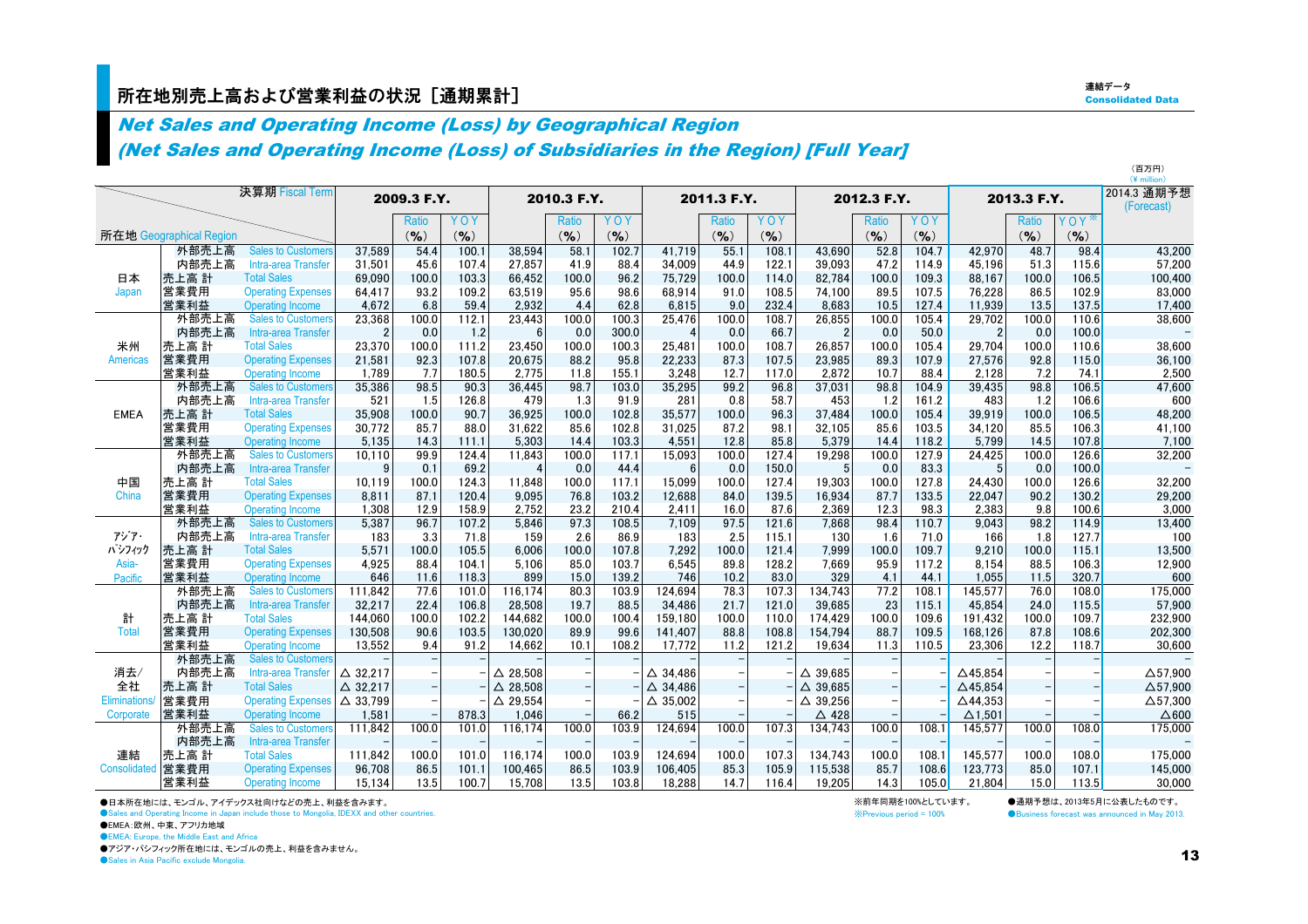連結データ
Consolidated Data

# 所在地別売上高および営業利益の状況［通期累計］

## *Net Sales and Operating Income (Loss) by Geographical Region*
## *(Net Sales and Operating Income (Loss) of Subsidiaries in the Region) [Full Year]*

（百万円）
(¥ million)

| 所在地 Geographical Region | | 決算期 Fiscal Term | 2009.3 F.Y. | Ratio (%) | YOY (%) | 2010.3 F.Y. | Ratio (%) | YOY (%) | 2011.3 F.Y. | Ratio (%) | YOY (%) | 2012.3 F.Y. | Ratio (%) | YOY (%) | 2013.3 F.Y. | Ratio (%) | YOY※ (%) | 2014.3 通期予想 (Forecast) |
|---|---|---|---|---|---|---|---|---|---|---|---|---|---|---|---|---|---|---|
| 日本 Japan | 外部売上高 | Sales to Customers | 37,589 | 54.4 | 100.1 | 38,594 | 58.1 | 102.7 | 41,719 | 55.1 | 108.1 | 43,690 | 52.8 | 104.7 | 42,970 | 48.7 | 98.4 | 43,200 |
| | 内部売上高 | Intra-area Transfer | 31,501 | 45.6 | 107.4 | 27,857 | 41.9 | 88.4 | 34,009 | 44.9 | 122.1 | 39,093 | 47.2 | 114.9 | 45,196 | 51.3 | 115.6 | 57,200 |
| | 売上高 計 | Total Sales | 69,090 | 100.0 | 103.3 | 66,452 | 100.0 | 96.2 | 75,729 | 100.0 | 114.0 | 82,784 | 100.0 | 109.3 | 88,167 | 100.0 | 106.5 | 100,400 |
| | 営業費用 | Operating Expenses | 64,417 | 93.2 | 109.2 | 63,519 | 95.6 | 98.6 | 68,914 | 91.0 | 108.5 | 74,100 | 89.5 | 107.5 | 76,228 | 86.5 | 102.9 | 83,000 |
| | 営業利益 | Operating Income | 4,672 | 6.8 | 59.4 | 2,932 | 4.4 | 62.8 | 6,815 | 9.0 | 232.4 | 8,683 | 10.5 | 127.4 | 11,939 | 13.5 | 137.5 | 17,400 |
| 米州 Americas | 外部売上高 | Sales to Customers | 23,368 | 100.0 | 112.1 | 23,443 | 100.0 | 100.3 | 25,476 | 100.0 | 108.7 | 26,855 | 100.0 | 105.4 | 29,702 | 100.0 | 110.6 | 38,600 |
| | 内部売上高 | Intra-area Transfer | 2 | 0.0 | 1.2 | 6 | 0.0 | 300.0 | 4 | 0.0 | 66.7 | 2 | 0.0 | 50.0 | 2 | 0.0 | 100.0 | – |
| | 売上高 計 | Total Sales | 23,370 | 100.0 | 111.2 | 23,450 | 100.0 | 100.3 | 25,481 | 100.0 | 108.7 | 26,857 | 100.0 | 105.4 | 29,704 | 100.0 | 110.6 | 38,600 |
| | 営業費用 | Operating Expenses | 21,581 | 92.3 | 107.8 | 20,675 | 88.2 | 95.8 | 22,233 | 87.3 | 107.5 | 23,985 | 89.3 | 107.9 | 27,576 | 92.8 | 115.0 | 36,100 |
| | 営業利益 | Operating Income | 1,789 | 7.7 | 180.5 | 2,775 | 11.8 | 155.1 | 3,248 | 12.7 | 117.0 | 2,872 | 10.7 | 88.4 | 2,128 | 7.2 | 74.1 | 2,500 |
| EMEA | 外部売上高 | Sales to Customers | 35,386 | 98.5 | 90.3 | 36,445 | 98.7 | 103.0 | 35,295 | 99.2 | 96.8 | 37,031 | 98.8 | 104.9 | 39,435 | 98.8 | 106.5 | 47,600 |
| | 内部売上高 | Intra-area Transfer | 521 | 1.5 | 126.8 | 479 | 1.3 | 91.9 | 281 | 0.8 | 58.7 | 453 | 1.2 | 161.2 | 483 | 1.2 | 106.6 | 600 |
| | 売上高 計 | Total Sales | 35,908 | 100.0 | 90.7 | 36,925 | 100.0 | 102.8 | 35,577 | 100.0 | 96.3 | 37,484 | 100.0 | 105.4 | 39,919 | 100.0 | 106.5 | 48,200 |
| | 営業費用 | Operating Expenses | 30,772 | 85.7 | 88.0 | 31,622 | 85.6 | 102.8 | 31,025 | 87.2 | 98.1 | 32,105 | 85.6 | 103.5 | 34,120 | 85.5 | 106.3 | 41,100 |
| | 営業利益 | Operating Income | 5,135 | 14.3 | 111.1 | 5,303 | 14.4 | 103.3 | 4,551 | 12.8 | 85.8 | 5,379 | 14.4 | 118.2 | 5,799 | 14.5 | 107.8 | 7,100 |
| 中国 China | 外部売上高 | Sales to Customers | 10,110 | 99.9 | 124.4 | 11,843 | 100.0 | 117.1 | 15,093 | 100.0 | 127.4 | 19,298 | 100.0 | 127.9 | 24,425 | 100.0 | 126.6 | 32,200 |
| | 内部売上高 | Intra-area Transfer | 9 | 0.1 | 69.2 | 4 | 0.0 | 44.4 | 6 | 0.0 | 150.0 | 5 | 0.0 | 83.3 | 5 | 0.0 | 100.0 | – |
| | 売上高 計 | Total Sales | 10,119 | 100.0 | 124.3 | 11,848 | 100.0 | 117.1 | 15,099 | 100.0 | 127.4 | 19,303 | 100.0 | 127.8 | 24,430 | 100.0 | 126.6 | 32,200 |
| | 営業費用 | Operating Expenses | 8,811 | 87.1 | 120.4 | 9,095 | 76.8 | 103.2 | 12,688 | 84.0 | 139.5 | 16,934 | 87.7 | 133.5 | 22,047 | 90.2 | 130.2 | 29,200 |
| | 営業利益 | Operating Income | 1,308 | 12.9 | 158.9 | 2,752 | 23.2 | 210.4 | 2,411 | 16.0 | 87.6 | 2,369 | 12.3 | 98.3 | 2,383 | 9.8 | 100.6 | 3,000 |
| ｱｼﾞｱ･ﾊﾟｼﾌｨｯｸ Asia-Pacific | 外部売上高 | Sales to Customers | 5,387 | 96.7 | 107.2 | 5,846 | 97.3 | 108.5 | 7,109 | 97.5 | 121.6 | 7,868 | 98.4 | 110.7 | 9,043 | 98.2 | 114.9 | 13,400 |
| | 内部売上高 | Intra-area Transfer | 183 | 3.3 | 71.8 | 159 | 2.6 | 86.9 | 183 | 2.5 | 115.1 | 130 | 1.6 | 71.0 | 166 | 1.8 | 127.7 | 100 |
| | 売上高 計 | Total Sales | 5,571 | 100.0 | 105.5 | 6,006 | 100.0 | 107.8 | 7,292 | 100.0 | 121.4 | 7,999 | 100.0 | 109.7 | 9,210 | 100.0 | 115.1 | 13,500 |
| | 営業費用 | Operating Expenses | 4,925 | 88.4 | 104.1 | 5,106 | 85.0 | 103.7 | 6,545 | 89.8 | 128.2 | 7,669 | 95.9 | 117.2 | 8,154 | 88.5 | 106.3 | 12,900 |
| | 営業利益 | Operating Income | 646 | 11.6 | 118.3 | 899 | 15.0 | 139.2 | 746 | 10.2 | 83.0 | 329 | 4.1 | 44.1 | 1,055 | 11.5 | 320.7 | 600 |
| 計 Total | 外部売上高 | Sales to Customers | 111,842 | 77.6 | 101.0 | 116,174 | 80.3 | 103.9 | 124,694 | 78.3 | 107.3 | 134,743 | 77.2 | 108.1 | 145,577 | 76.0 | 108.0 | 175,000 |
| | 内部売上高 | Intra-area Transfer | 32,217 | 22.4 | 106.8 | 28,508 | 19.7 | 88.5 | 34,486 | 21.7 | 121.0 | 39,685 | 23 | 115.1 | 45,854 | 24.0 | 115.5 | 57,900 |
| | 売上高 計 | Total Sales | 144,060 | 100.0 | 102.2 | 144,682 | 100.0 | 100.4 | 159,180 | 100.0 | 110.0 | 174,429 | 100.0 | 109.6 | 191,432 | 100.0 | 109.7 | 232,900 |
| | 営業費用 | Operating Expenses | 130,508 | 90.6 | 103.5 | 130,020 | 89.9 | 99.6 | 141,407 | 88.8 | 108.8 | 154,794 | 88.7 | 109.5 | 168,126 | 87.8 | 108.6 | 202,300 |
| | 営業利益 | Operating Income | 13,552 | 9.4 | 91.2 | 14,662 | 10.1 | 108.2 | 17,772 | 11.2 | 121.2 | 19,634 | 11.3 | 110.5 | 23,306 | 12.2 | 118.7 | 30,600 |
| 消去/全社 Eliminations/ Corporate | 外部売上高 | Sales to Customers | – | – | – | – | – | – | – | – | – | – | – | – | – | – | – | – |
| | 内部売上高 | Intra-area Transfer | △ 32,217 | – | – | △ 28,508 | – | – | △ 34,486 | – | – | △ 39,685 | – | – | △45,854 | – | – | △57,900 |
| | 売上高 計 | Total Sales | △ 32,217 | – | – | △ 28,508 | – | – | △ 34,486 | – | – | △ 39,685 | – | – | △45,854 | – | – | △57,900 |
| | 営業費用 | Operating Expenses | △ 33,799 | – | – | △ 29,554 | – | – | △ 35,002 | – | – | △ 39,256 | – | – | △44,353 | – | – | △57,300 |
| | 営業利益 | Operating Income | 1,581 | – | 878.3 | 1,046 | – | 66.2 | 515 | – | – | △ 428 | – | – | △1,501 | – | – | △600 |
| 連結 Consolidated | 外部売上高 | Sales to Customers | 111,842 | 100.0 | 101.0 | 116,174 | 100.0 | 103.9 | 124,694 | 100.0 | 107.3 | 134,743 | 100.0 | 108.1 | 145,577 | 100.0 | 108.0 | 175,000 |
| | 内部売上高 | Intra-area Transfer | – | – | – | – | – | – | – | – | – | – | – | – | – | – | – | – |
| | 売上高 計 | Total Sales | 111,842 | 100.0 | 101.0 | 116,174 | 100.0 | 103.9 | 124,694 | 100.0 | 107.3 | 134,743 | 100.0 | 108.1 | 145,577 | 100.0 | 108.0 | 175,000 |
| | 営業費用 | Operating Expenses | 96,708 | 86.5 | 101.1 | 100,465 | 86.5 | 103.9 | 106,405 | 85.3 | 105.9 | 115,538 | 85.7 | 108.6 | 123,773 | 85.0 | 107.1 | 145,000 |
| | 営業利益 | Operating Income | 15,134 | 13.5 | 100.7 | 15,708 | 13.5 | 103.8 | 18,288 | 14.7 | 116.4 | 19,205 | 14.3 | 105.0 | 21,804 | 15.0 | 113.5 | 30,000 |

●日本所在地には、モンゴル、アイデックス社向けなどの売上、利益を含みます。
●Sales and Operating Income in Japan include those to Mongolia, IDEXX and other countries.
●EMEA：欧州、中東、アフリカ地域
●EMEA: Europe, the Middle East and Africa
●アジア・パシフィック所在地には、モンゴルの売上、利益を含みません。
●Sales in Asia Pacific exclude Mongolia.

※前年同期を100%としています。
※Previous period = 100%

●通期予想は、2013年5月に公表したものです。
●Business forecast was announced in May 2013.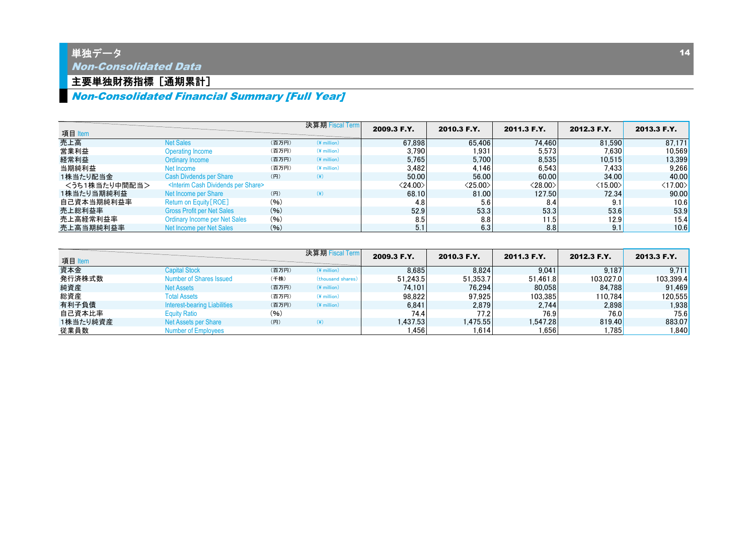# 単独データ
## *Non-Consolidated Data*

## 主要単独財務指標［通期累計］
## *Non-Consolidated Financial Summary [Full Year]*

| 項目 Item | | | 決算期 Fiscal Term | 2009.3 F.Y. | 2010.3 F.Y. | 2011.3 F.Y. | 2012.3 F.Y. | 2013.3 F.Y. |
|---|---|---|---|---|---|---|---|---|
| 売上高 | Net Sales | (百万円) | (¥ million) | 67,898 | 65,406 | 74,460 | 81,590 | 87,171 |
| 営業利益 | Operating Income | (百万円) | (¥ million) | 3,790 | 1,931 | 5,573 | 7,630 | 10,569 |
| 経常利益 | Ordinary Income | (百万円) | (¥ million) | 5,765 | 5,700 | 8,535 | 10,515 | 13,399 |
| 当期純利益 | Net Income | (百万円) | (¥ million) | 3,482 | 4,146 | 6,543 | 7,433 | 9,266 |
| 1株当たり配当金 | Cash Divdends per Share | (円) | (¥) | 50.00 | 56.00 | 60.00 | 34.00 | 40.00 |
| ＜うち1株当たり中間配当＞ | <Interim Cash Dividends per Share> | | | 〈24.00〉 | 〈25.00〉 | 〈28.00〉 | 〈15.00〉 | 〈17.00〉 |
| 1株当たり当期純利益 | Net Income per Share | (円) | (¥) | 68.10 | 81.00 | 127.50 | 72.34 | 90.00 |
| 自己資本当期純利益率 | Return on Equity[ROE] | (%) | | 4.8 | 5.6 | 8.4 | 9.1 | 10.6 |
| 売上総利益率 | Gross Profit per Net Sales | (%) | | 52.9 | 53.3 | 53.3 | 53.6 | 53.9 |
| 売上高経常利益率 | Ordinary Income per Net Sales | (%) | | 8.5 | 8.8 | 11.5 | 12.9 | 15.4 |
| 売上高当期純利益率 | Net Income per Net Sales | (%) | | 5.1 | 6.3 | 8.8 | 9.1 | 10.6 |

| 項目 Item | | | 決算期 Fiscal Term | 2009.3 F.Y. | 2010.3 F.Y. | 2011.3 F.Y. | 2012.3 F.Y. | 2013.3 F.Y. |
|---|---|---|---|---|---|---|---|---|
| 資本金 | Capital Stock | (百万円) | (¥ million) | 8,685 | 8,824 | 9,041 | 9,187 | 9,711 |
| 発行済株式数 | Number of Shares Issued | (千株) | (thousand shares) | 51,243.5 | 51,353.7 | 51,461.8 | 103,027.0 | 103,399.4 |
| 純資産 | Net Assets | (百万円) | (¥ million) | 74,101 | 76,294 | 80,058 | 84,788 | 91,469 |
| 総資産 | Total Assets | (百万円) | (¥ million) | 98,822 | 97,925 | 103,385 | 110,784 | 120,555 |
| 有利子負債 | Interest-bearing Liabilities | (百万円) | (¥ million) | 6,841 | 2,879 | 2,744 | 2,898 | 1,938 |
| 自己資本比率 | Equity Ratio | (%) | | 74.4 | 77.2 | 76.9 | 76.0 | 75.6 |
| 1株当たり純資産 | Net Assets per Share | (円) | (¥) | 1,437.53 | 1,475.55 | 1,547.28 | 819.40 | 883.07 |
| 従業員数 | Number of Employees | | | 1,456 | 1,614 | 1,656 | 1,785 | 1,840 |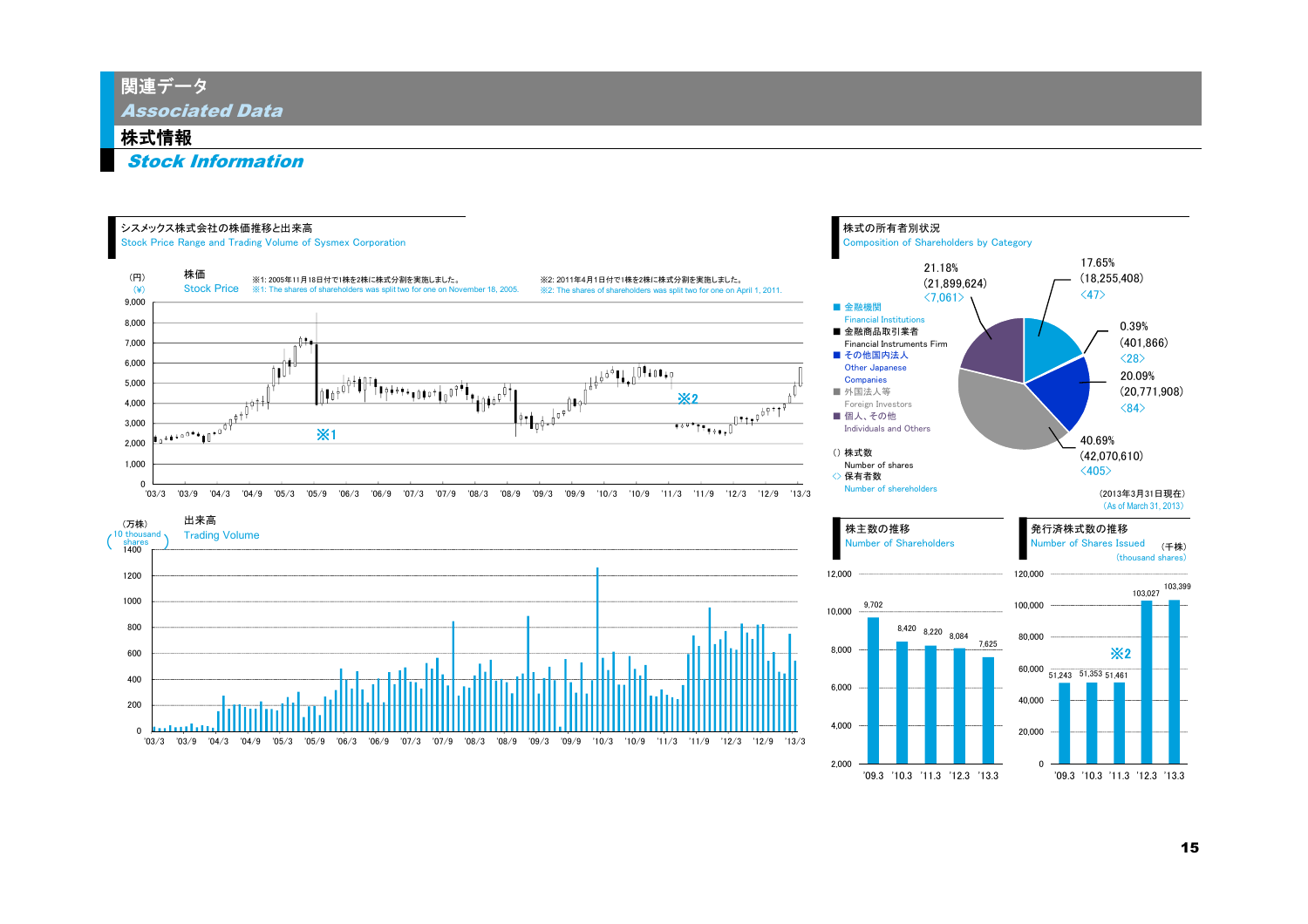# 関連データ
## *Associated Data*

## 株式情報
## *Stock Information*

### シスメックス株式会社の株価推移と出来高
Stock Price Range and Trading Volume of Sysmex Corporation

株価
Stock Price
（円）
（¥）

※1: 2005年11月18日付で1株を2株に株式分割を実施しました。
※1: The shares of shareholders was split two for one on November 18, 2005.

※2: 2011年4月1日付で1株を2株に株式分割を実施しました。
※2: The shares of shareholders was split two for one on April 1, 2011.

出来高
Trading Volume
（万株）
(10 thousand shares)

### 株式の所有者別状況
Composition of Shareholders by Category

| 区分 | 比率 | 株式数 | 保有者数 |
|---|---|---|---|
| 金融機関 Financial Institutions | 17.65% | (18,255,408) | <47> |
| 金融商品取引業者 Financial Instruments Firm | 0.39% | (401,866) | <28> |
| その他国内法人 Other Japanese Companies | 20.09% | (20,771,908) | <84> |
| 外国法人等 Foreign Investors | 40.69% | (42,070,610) | <405> |
| 個人、その他 Individuals and Others | 21.18% | (21,899,624) | <7,061> |

（ ）株式数 Number of shares
< > 保有者数 Number of shareholders

（2013年3月31日現在）
(As of March 31, 2013)

### 株主数の推移
Number of Shareholders

| '09.3 | '10.3 | '11.3 | '12.3 | '13.3 |
|---|---|---|---|---|
| 9,702 | 8,420 | 8,220 | 8,084 | 7,625 |

### 発行済株式数の推移
Number of Shares Issued
（千株）
(thousand shares)

| '09.3 | '10.3 | '11.3 | '12.3 | '13.3 |
|---|---|---|---|---|
| 51,243 | 51,353 | 51,461 | 103,027 | 103,399 |

※2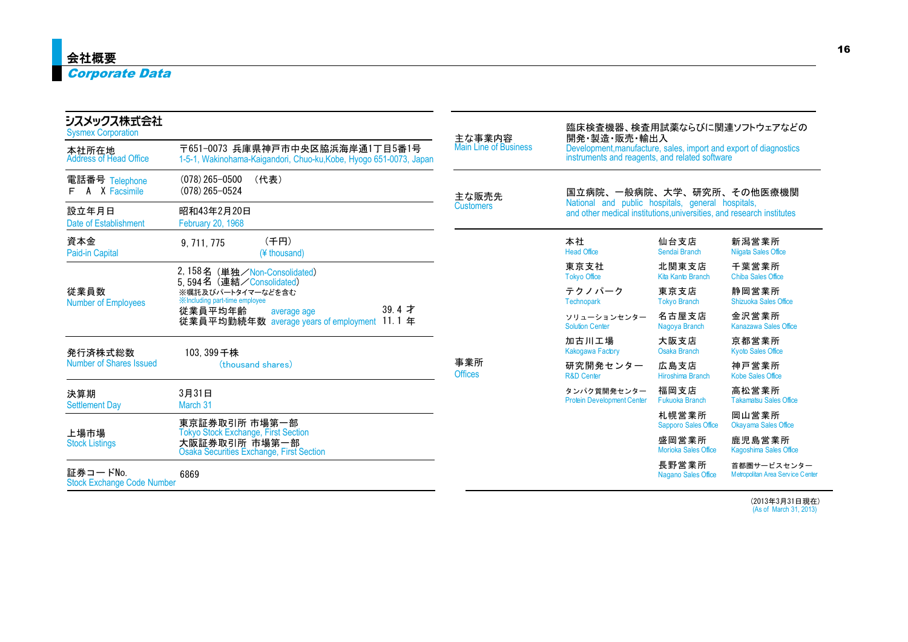# 会社概要
## *Corporate Data*

| シスメックス株式会社<br>Sysmex Corporation | |
|---|---|
| 本社所在地<br>Address of Head Office | 〒651-0073 兵庫県神戸市中央区脇浜海岸通1丁目5番1号<br>1-5-1, Wakinohama-Kaigandori, Chuo-ku,Kobe, Hyogo 651-0073, Japan |
| 電話番号 Telephone<br>F A X Facsimile | (078) 265-0500 （代表）<br>(078) 265-0524 |
| 設立年月日<br>Date of Establishment | 昭和43年2月20日<br>February 20, 1968 |
| 資本金<br>Paid-in Capital | 9, 711, 775 （千円）(¥ thousand) |
| 従業員数<br>Number of Employees | 2, 158名（単独／Non-Consolidated）<br>5, 594名（連結／Consolidated）<br>※嘱託及びパートタイマーなどを含む<br>※Including part-time employee<br>従業員平均年齢 average age 39. 4 才<br>従業員平均勤続年数 average years of employment 11. 1 年 |
| 発行済株式総数<br>Number of Shares Issued | 103, 399千株<br>(thousand shares) |
| 決算期<br>Settlement Day | 3月31日<br>March 31 |
| 上場市場<br>Stock Listings | 東京証券取引所 市場第一部<br>Tokyo Stock Exchange, First Section<br>大阪証券取引所 市場第一部<br>Osaka Securities Exchange, First Section |
| 証券コードNo.<br>Stock Exchange Code Number | 6869 |

| | |
|---|---|
| 主な事業内容<br>Main Line of Business | 臨床検査機器、検査用試薬ならびに関連ソフトウェアなどの開発・製造・販売・輸出入<br>Development,manufacture, sales, import and export of diagnostics instruments and reagents, and related software |
| 主な販売先<br>Customers | 国立病院、一般病院、大学、研究所、その他医療機関<br>National and public hospitals, general hospitals, and other medical institutions,universities, and research institutes |

**事業所 Offices**

| | | |
|---|---|---|
| 本社<br>Head Office | 仙台支店<br>Sendai Branch | 新潟営業所<br>Niigata Sales Office |
| 東京支社<br>Tokyo Office | 北関東支店<br>Kita Kanto Branch | 千葉営業所<br>Chiba Sales Office |
| テクノパーク<br>Technopark | 東京支店<br>Tokyo Branch | 静岡営業所<br>Shizuoka Sales Office |
| ソリューションセンター<br>Solution Center | 名古屋支店<br>Nagoya Branch | 金沢営業所<br>Kanazawa Sales Office |
| 加古川工場<br>Kakogawa Factory | 大阪支店<br>Osaka Branch | 京都営業所<br>Kyoto Sales Office |
| 研究開発センター<br>R&D Center | 広島支店<br>Hiroshima Branch | 神戸営業所<br>Kobe Sales Office |
| タンパク質開発センター<br>Protein Development Center | 福岡支店<br>Fukuoka Branch | 高松営業所<br>Takamatsu Sales Office |
| | 札幌営業所<br>Sapporo Sales Office | 岡山営業所<br>Okayama Sales Office |
| | 盛岡営業所<br>Morioka Sales Office | 鹿児島営業所<br>Kagoshima Sales Office |
| | 長野営業所<br>Nagano Sales Office | 首都圏サービスセンター<br>Metropolitan Area Service Center |

(2013年3月31日現在)
(As of March 31, 2013)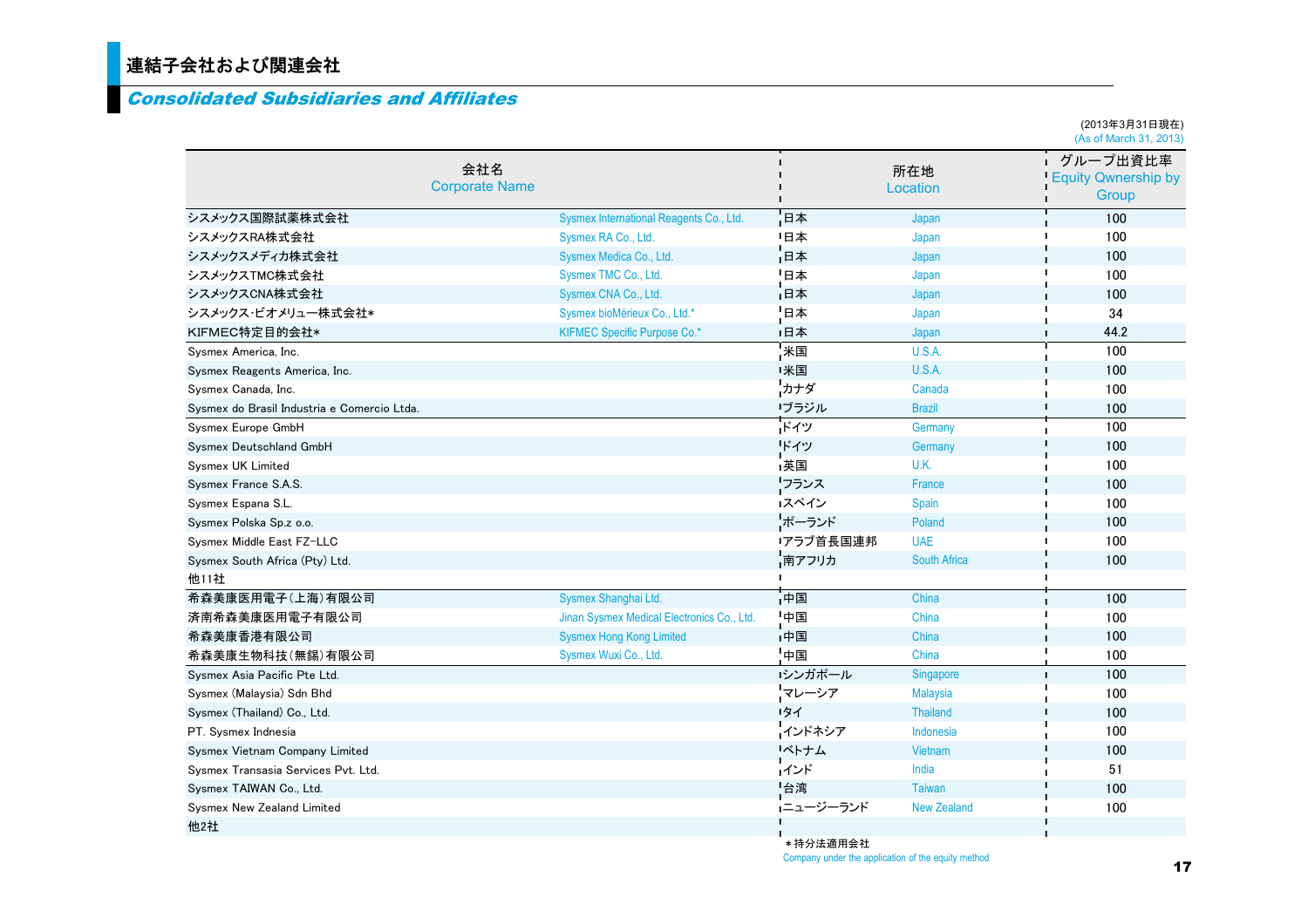# 連結子会社および関連会社

## *Consolidated Subsidiaries and Affiliates*

(2013年3月31日現在)
(As of March 31, 2013)

| 会社名 Corporate Name | | 所在地 Location | | グループ出資比率 Equity Qwnership by Group |
|---|---|---|---|---|
| シスメックス国際試薬株式会社 | Sysmex International Reagents Co., Ltd. | 日本 | Japan | 100 |
| シスメックスRA株式会社 | Sysmex RA Co., Ltd. | 日本 | Japan | 100 |
| シスメックスメディカ株式会社 | Sysmex Medica Co., Ltd. | 日本 | Japan | 100 |
| シスメックスTMC株式会社 | Sysmex TMC Co., Ltd. | 日本 | Japan | 100 |
| シスメックスCNA株式会社 | Sysmex CNA Co., Ltd. | 日本 | Japan | 100 |
| シスメックス･ビオメリュー株式会社* | Sysmex bioMérieux Co., Ltd.* | 日本 | Japan | 34 |
| KIFMEC特定目的会社* | KIFMEC Specific Purpose Co.* | 日本 | Japan | 44.2 |
| Sysmex America, Inc. | | 米国 | U.S.A. | 100 |
| Sysmex Reagents America, Inc. | | 米国 | U.S.A. | 100 |
| Sysmex Canada, Inc. | | カナダ | Canada | 100 |
| Sysmex do Brasil Industria e Comercio Ltda. | | ブラジル | Brazil | 100 |
| Sysmex Europe GmbH | | ドイツ | Germany | 100 |
| Sysmex Deutschland GmbH | | ドイツ | Germany | 100 |
| Sysmex UK Limited | | 英国 | U.K. | 100 |
| Sysmex France S.A.S. | | フランス | France | 100 |
| Sysmex Espana S.L. | | スペイン | Spain | 100 |
| Sysmex Polska Sp.z o.o. | | ポーランド | Poland | 100 |
| Sysmex Middle East FZ-LLC | | アラブ首長国連邦 | UAE | 100 |
| Sysmex South Africa (Pty) Ltd. | | 南アフリカ | South Africa | 100 |
| 他11社 | | | | |
| 希森美康医用電子(上海)有限公司 | Sysmex Shanghai Ltd. | 中国 | China | 100 |
| 済南希森美康医用電子有限公司 | Jinan Sysmex Medical Electronics Co., Ltd. | 中国 | China | 100 |
| 希森美康香港有限公司 | Sysmex Hong Kong Limited | 中国 | China | 100 |
| 希森美康生物科技(無錫)有限公司 | Sysmex Wuxi Co., Ltd. | 中国 | China | 100 |
| Sysmex Asia Pacific Pte Ltd. | | シンガポール | Singapore | 100 |
| Sysmex (Malaysia) Sdn Bhd | | マレーシア | Malaysia | 100 |
| Sysmex (Thailand) Co., Ltd. | | タイ | Thailand | 100 |
| PT. Sysmex Indnesia | | インドネシア | Indonesia | 100 |
| Sysmex Vietnam Company Limited | | ベトナム | Vietnam | 100 |
| Sysmex Transasia Services Pvt. Ltd. | | インド | India | 51 |
| Sysmex TAIWAN Co., Ltd. | | 台湾 | Taiwan | 100 |
| Sysmex New Zealand Limited | | ニュージーランド | New Zealand | 100 |
| 他2社 | | | | |

＊持分法適用会社
Company under the application of the equity method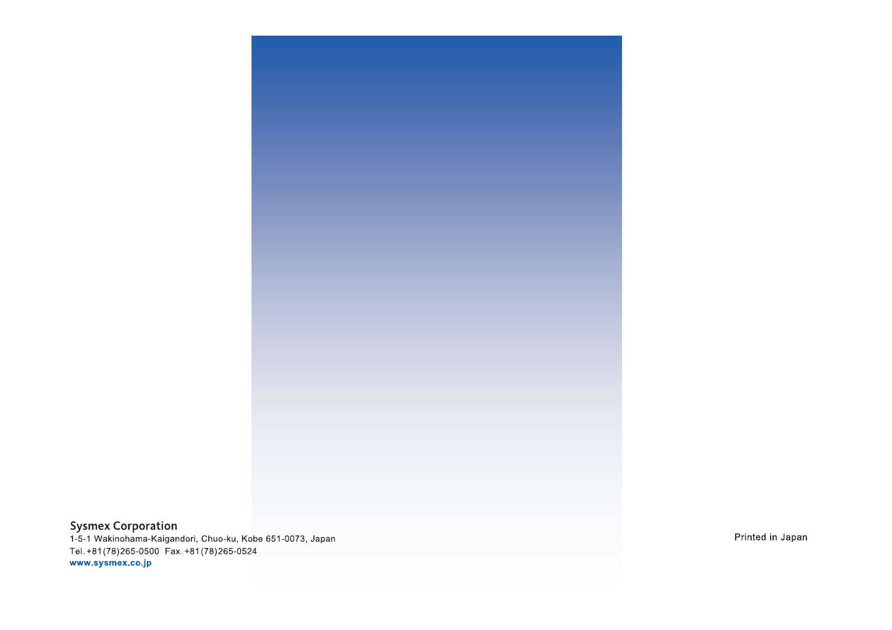**Sysmex Corporation**
1-5-1 Wakinohama-Kaigandori, Chuo-ku, Kobe 651-0073, Japan
Tel. +81(78)265-0500  Fax. +81(78)265-0524
**www.sysmex.co.jp**

Printed in Japan